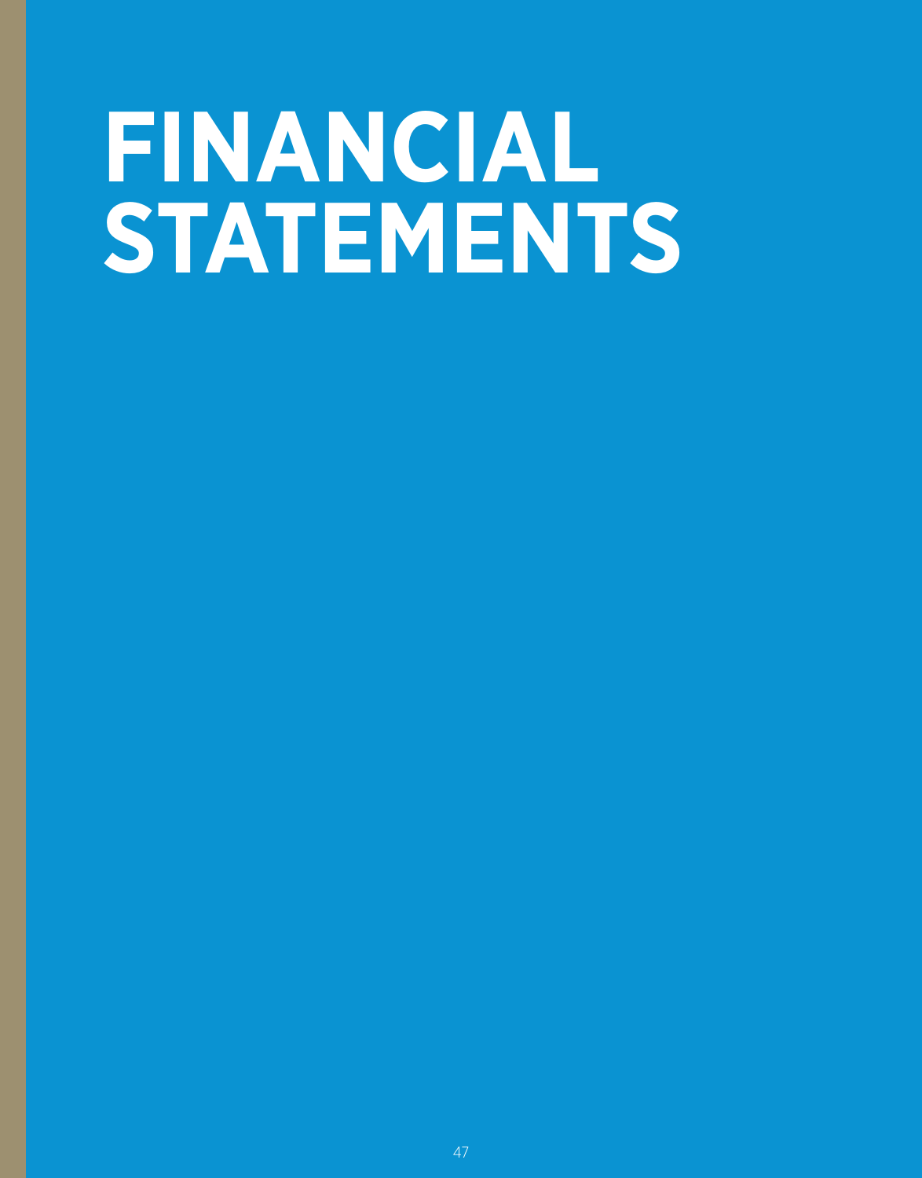# FINANCIAL STATEMENTS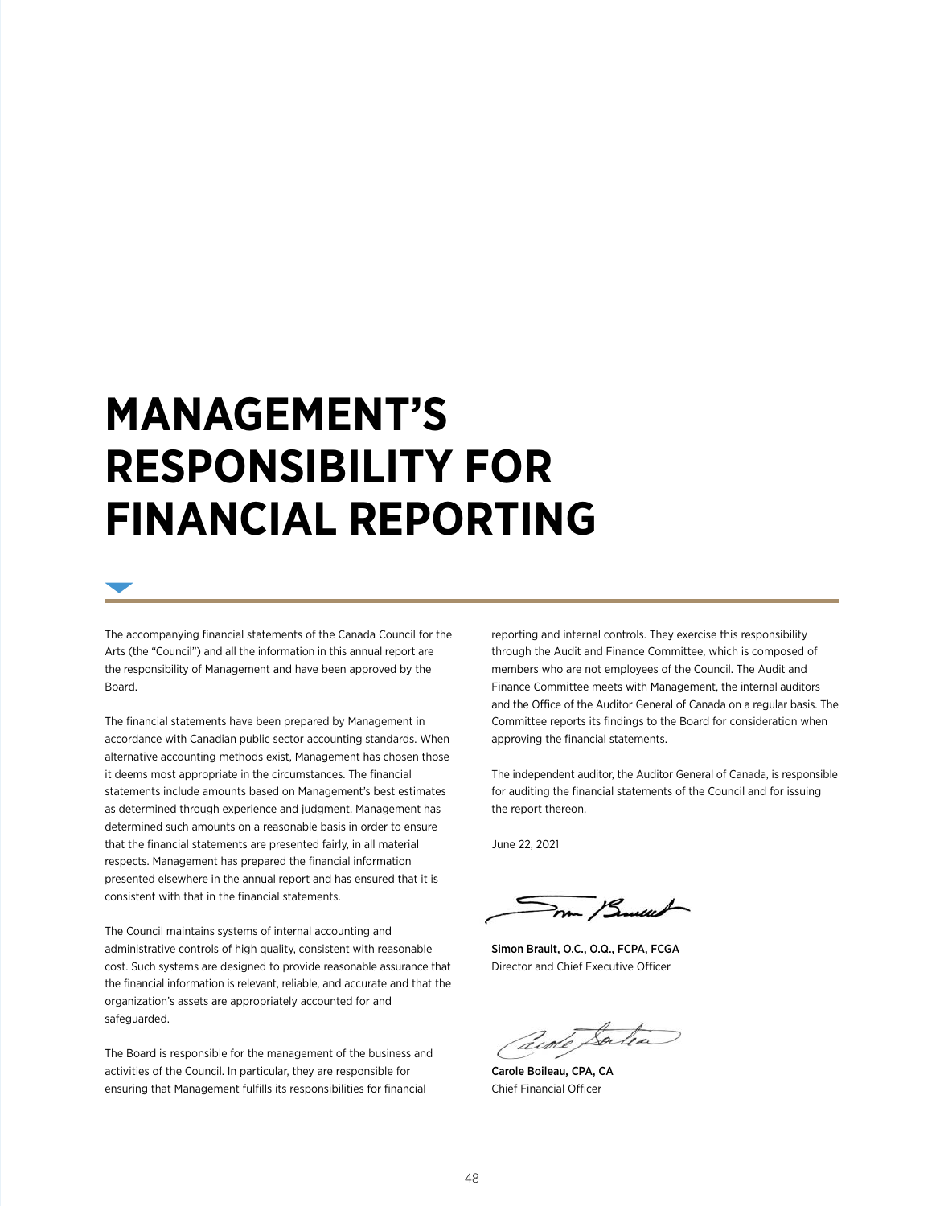# MANAGEMENT'S RESPONSIBILITY FOR FINANCIAL REPORTING

The accompanying financial statements of the Canada Council for the Arts (the "Council") and all the information in this annual report are the responsibility of Management and have been approved by the Board.

The financial statements have been prepared by Management in accordance with Canadian public sector accounting standards. When alternative accounting methods exist, Management has chosen those it deems most appropriate in the circumstances. The financial statements include amounts based on Management's best estimates as determined through experience and judgment. Management has determined such amounts on a reasonable basis in order to ensure that the financial statements are presented fairly, in all material respects. Management has prepared the financial information presented elsewhere in the annual report and has ensured that it is consistent with that in the financial statements.

The Council maintains systems of internal accounting and administrative controls of high quality, consistent with reasonable cost. Such systems are designed to provide reasonable assurance that the financial information is relevant, reliable, and accurate and that the organization's assets are appropriately accounted for and safeguarded.

The Board is responsible for the management of the business and activities of the Council. In particular, they are responsible for ensuring that Management fulfills its responsibilities for financial reporting and internal controls. They exercise this responsibility through the Audit and Finance Committee, which is composed of members who are not employees of the Council. The Audit and Finance Committee meets with Management, the internal auditors and the Office of the Auditor General of Canada on a regular basis. The Committee reports its findings to the Board for consideration when approving the financial statements.

The independent auditor, the Auditor General of Canada, is responsible for auditing the financial statements of the Council and for issuing the report thereon.

June 22, 2021

**Simon Brault, O.C., O.Q., FCPA, FCGA**
Director and Chief Executive Officer

**Carole Boileau, CPA, CA**
Chief Financial Officer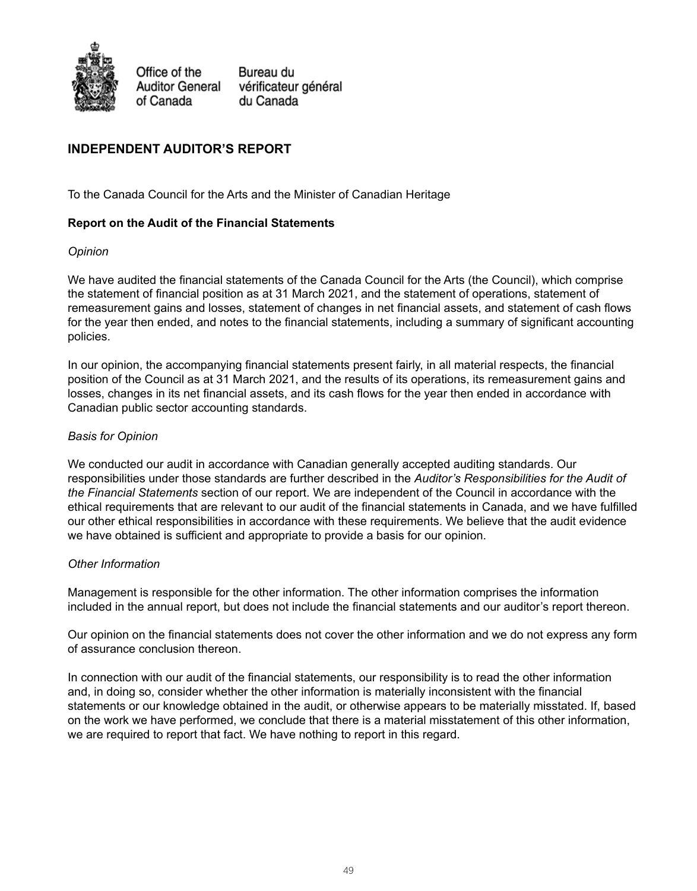Office of the Auditor General of Canada

Bureau du vérificateur général du Canada

## INDEPENDENT AUDITOR'S REPORT

To the Canada Council for the Arts and the Minister of Canadian Heritage

### Report on the Audit of the Financial Statements

*Opinion*

We have audited the financial statements of the Canada Council for the Arts (the Council), which comprise the statement of financial position as at 31 March 2021, and the statement of operations, statement of remeasurement gains and losses, statement of changes in net financial assets, and statement of cash flows for the year then ended, and notes to the financial statements, including a summary of significant accounting policies.

In our opinion, the accompanying financial statements present fairly, in all material respects, the financial position of the Council as at 31 March 2021, and the results of its operations, its remeasurement gains and losses, changes in its net financial assets, and its cash flows for the year then ended in accordance with Canadian public sector accounting standards.

*Basis for Opinion*

We conducted our audit in accordance with Canadian generally accepted auditing standards. Our responsibilities under those standards are further described in the *Auditor's Responsibilities for the Audit of the Financial Statements* section of our report. We are independent of the Council in accordance with the ethical requirements that are relevant to our audit of the financial statements in Canada, and we have fulfilled our other ethical responsibilities in accordance with these requirements. We believe that the audit evidence we have obtained is sufficient and appropriate to provide a basis for our opinion.

*Other Information*

Management is responsible for the other information. The other information comprises the information included in the annual report, but does not include the financial statements and our auditor's report thereon.

Our opinion on the financial statements does not cover the other information and we do not express any form of assurance conclusion thereon.

In connection with our audit of the financial statements, our responsibility is to read the other information and, in doing so, consider whether the other information is materially inconsistent with the financial statements or our knowledge obtained in the audit, or otherwise appears to be materially misstated. If, based on the work we have performed, we conclude that there is a material misstatement of this other information, we are required to report that fact. We have nothing to report in this regard.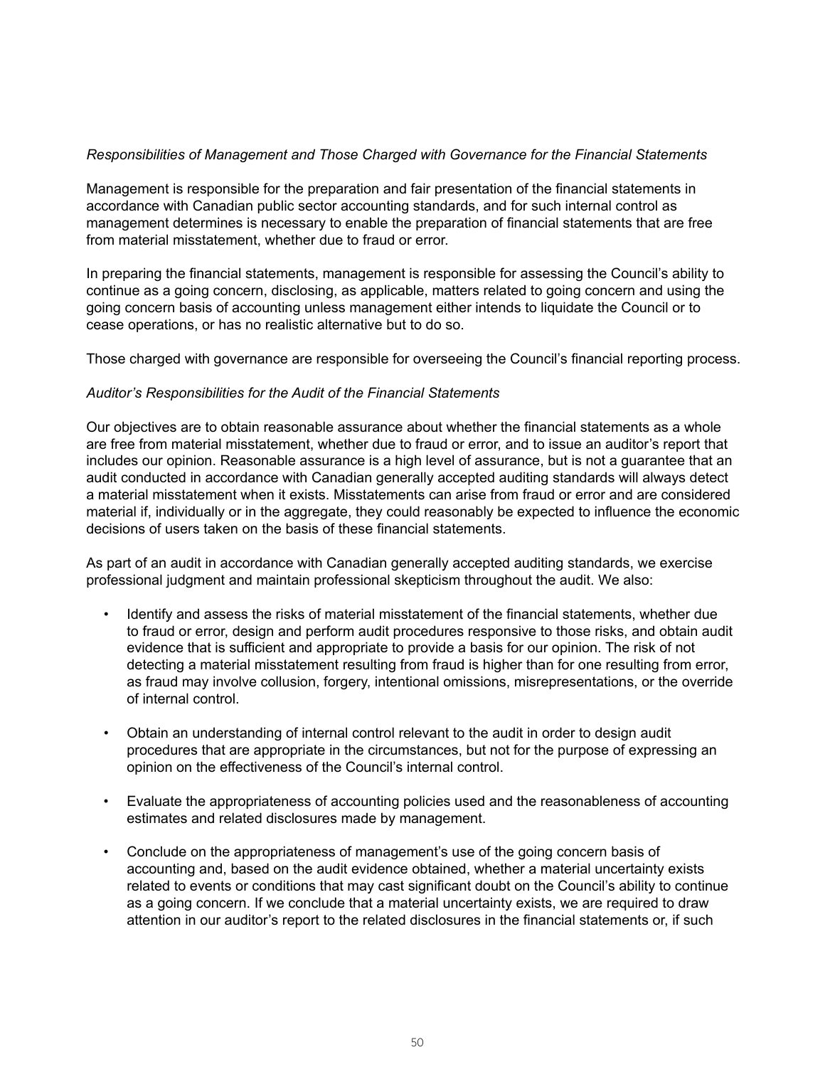*Responsibilities of Management and Those Charged with Governance for the Financial Statements*

Management is responsible for the preparation and fair presentation of the financial statements in accordance with Canadian public sector accounting standards, and for such internal control as management determines is necessary to enable the preparation of financial statements that are free from material misstatement, whether due to fraud or error.

In preparing the financial statements, management is responsible for assessing the Council's ability to continue as a going concern, disclosing, as applicable, matters related to going concern and using the going concern basis of accounting unless management either intends to liquidate the Council or to cease operations, or has no realistic alternative but to do so.

Those charged with governance are responsible for overseeing the Council's financial reporting process.

*Auditor's Responsibilities for the Audit of the Financial Statements*

Our objectives are to obtain reasonable assurance about whether the financial statements as a whole are free from material misstatement, whether due to fraud or error, and to issue an auditor's report that includes our opinion. Reasonable assurance is a high level of assurance, but is not a guarantee that an audit conducted in accordance with Canadian generally accepted auditing standards will always detect a material misstatement when it exists. Misstatements can arise from fraud or error and are considered material if, individually or in the aggregate, they could reasonably be expected to influence the economic decisions of users taken on the basis of these financial statements.

As part of an audit in accordance with Canadian generally accepted auditing standards, we exercise professional judgment and maintain professional skepticism throughout the audit. We also:

- Identify and assess the risks of material misstatement of the financial statements, whether due to fraud or error, design and perform audit procedures responsive to those risks, and obtain audit evidence that is sufficient and appropriate to provide a basis for our opinion. The risk of not detecting a material misstatement resulting from fraud is higher than for one resulting from error, as fraud may involve collusion, forgery, intentional omissions, misrepresentations, or the override of internal control.
- Obtain an understanding of internal control relevant to the audit in order to design audit procedures that are appropriate in the circumstances, but not for the purpose of expressing an opinion on the effectiveness of the Council's internal control.
- Evaluate the appropriateness of accounting policies used and the reasonableness of accounting estimates and related disclosures made by management.
- Conclude on the appropriateness of management's use of the going concern basis of accounting and, based on the audit evidence obtained, whether a material uncertainty exists related to events or conditions that may cast significant doubt on the Council's ability to continue as a going concern. If we conclude that a material uncertainty exists, we are required to draw attention in our auditor's report to the related disclosures in the financial statements or, if such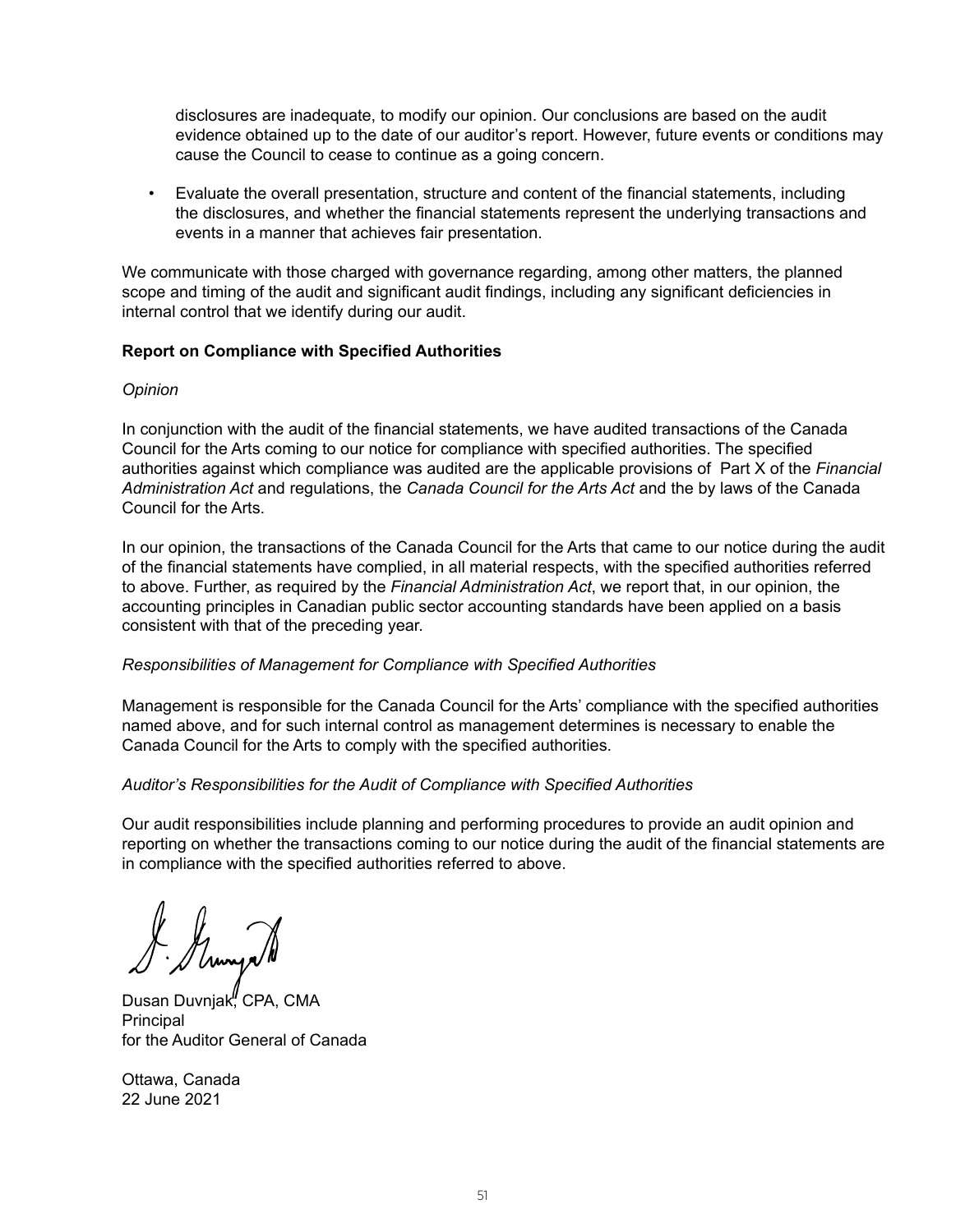disclosures are inadequate, to modify our opinion. Our conclusions are based on the audit evidence obtained up to the date of our auditor's report. However, future events or conditions may cause the Council to cease to continue as a going concern.

- Evaluate the overall presentation, structure and content of the financial statements, including the disclosures, and whether the financial statements represent the underlying transactions and events in a manner that achieves fair presentation.

We communicate with those charged with governance regarding, among other matters, the planned scope and timing of the audit and significant audit findings, including any significant deficiencies in internal control that we identify during our audit.

**Report on Compliance with Specified Authorities**

*Opinion*

In conjunction with the audit of the financial statements, we have audited transactions of the Canada Council for the Arts coming to our notice for compliance with specified authorities. The specified authorities against which compliance was audited are the applicable provisions of Part X of the *Financial Administration Act* and regulations, the *Canada Council for the Arts Act* and the by laws of the Canada Council for the Arts.

In our opinion, the transactions of the Canada Council for the Arts that came to our notice during the audit of the financial statements have complied, in all material respects, with the specified authorities referred to above. Further, as required by the *Financial Administration Act*, we report that, in our opinion, the accounting principles in Canadian public sector accounting standards have been applied on a basis consistent with that of the preceding year.

*Responsibilities of Management for Compliance with Specified Authorities*

Management is responsible for the Canada Council for the Arts' compliance with the specified authorities named above, and for such internal control as management determines is necessary to enable the Canada Council for the Arts to comply with the specified authorities.

*Auditor's Responsibilities for the Audit of Compliance with Specified Authorities*

Our audit responsibilities include planning and performing procedures to provide an audit opinion and reporting on whether the transactions coming to our notice during the audit of the financial statements are in compliance with the specified authorities referred to above.

Dusan Duvnjak, CPA, CMA
Principal
for the Auditor General of Canada

Ottawa, Canada
22 June 2021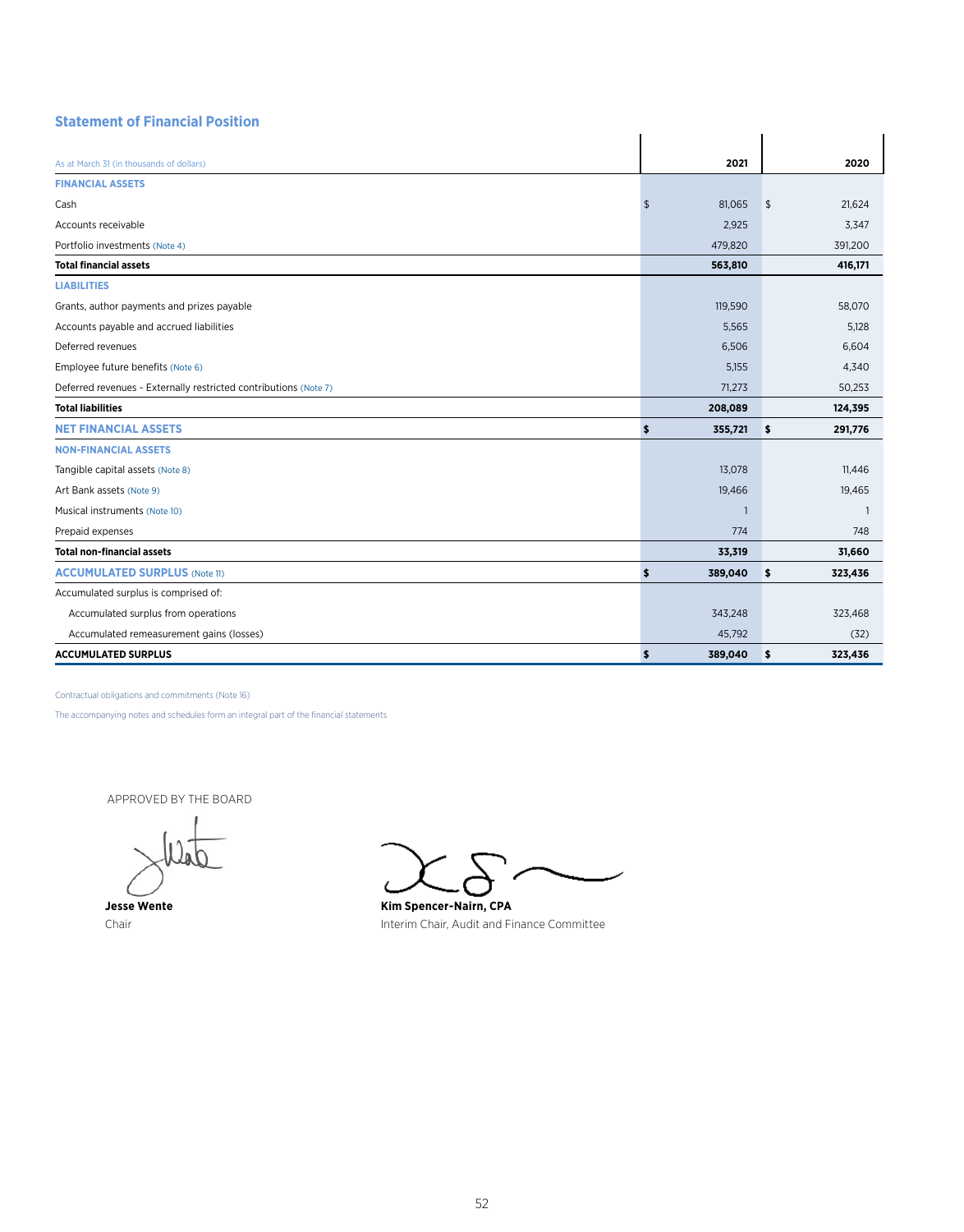## Statement of Financial Position

| As at March 31 (in thousands of dollars) | 2021 | 2020 |
|---|---|---|
| **FINANCIAL ASSETS** | | |
| Cash | $ 81,065 | $ 21,624 |
| Accounts receivable | 2,925 | 3,347 |
| Portfolio investments (Note 4) | 479,820 | 391,200 |
| **Total financial assets** | **563,810** | **416,171** |
| **LIABILITIES** | | |
| Grants, author payments and prizes payable | 119,590 | 58,070 |
| Accounts payable and accrued liabilities | 5,565 | 5,128 |
| Deferred revenues | 6,506 | 6,604 |
| Employee future benefits (Note 6) | 5,155 | 4,340 |
| Deferred revenues - Externally restricted contributions (Note 7) | 71,273 | 50,253 |
| **Total liabilities** | **208,089** | **124,395** |
| **NET FINANCIAL ASSETS** | **$ 355,721** | **$ 291,776** |
| **NON-FINANCIAL ASSETS** | | |
| Tangible capital assets (Note 8) | 13,078 | 11,446 |
| Art Bank assets (Note 9) | 19,466 | 19,465 |
| Musical instruments (Note 10) | 1 | 1 |
| Prepaid expenses | 774 | 748 |
| **Total non-financial assets** | **33,319** | **31,660** |
| **ACCUMULATED SURPLUS (Note 11)** | **$ 389,040** | **$ 323,436** |
| Accumulated surplus is comprised of: | | |
| Accumulated surplus from operations | 343,248 | 323,468 |
| Accumulated remeasurement gains (losses) | 45,792 | (32) |
| **ACCUMULATED SURPLUS** | **$ 389,040** | **$ 323,436** |

Contractual obligations and commitments (Note 16)

The accompanying notes and schedules form an integral part of the financial statements

APPROVED BY THE BOARD

**Jesse Wente**
Chair

**Kim Spencer-Nairn, CPA**
Interim Chair, Audit and Finance Committee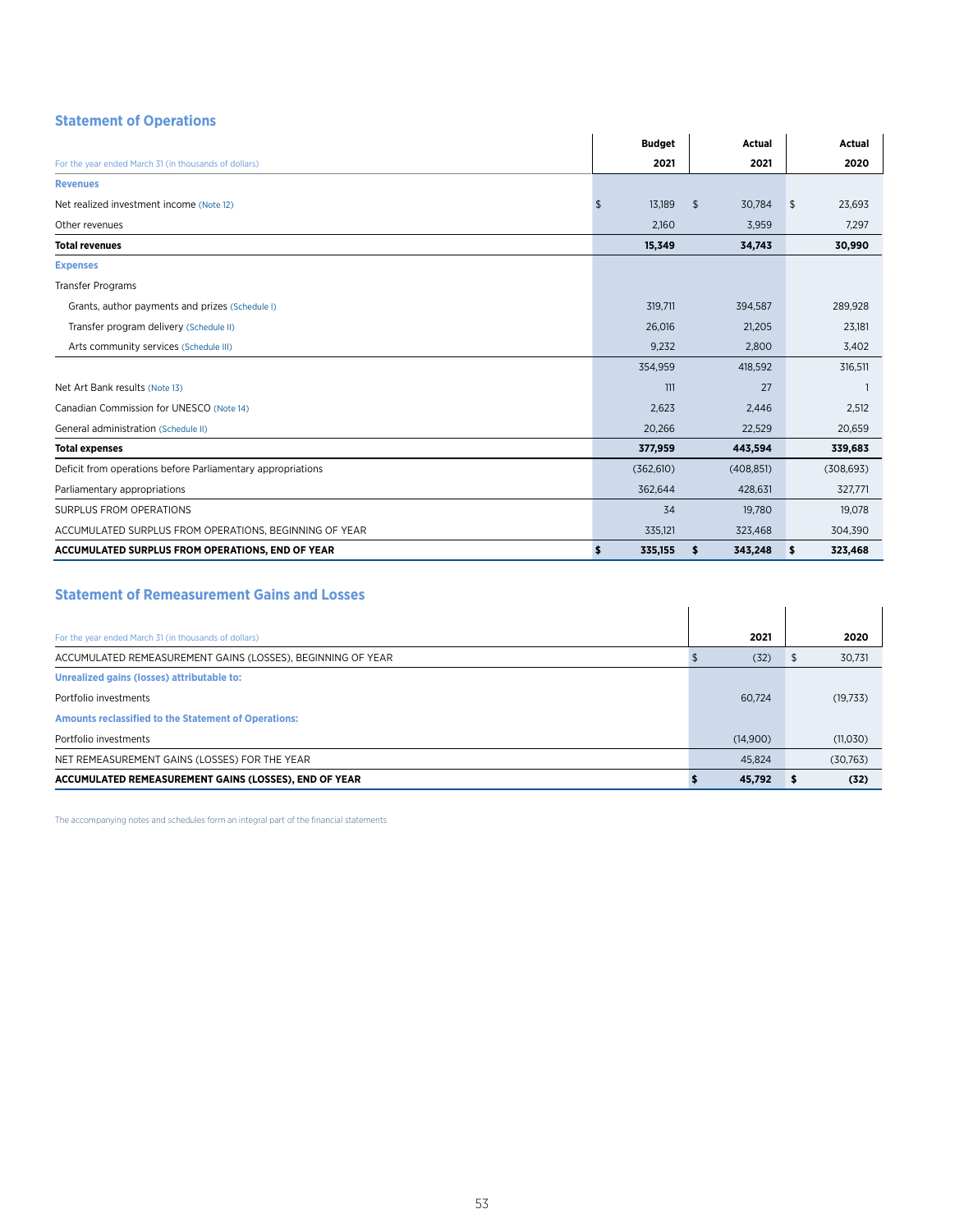## Statement of Operations

| For the year ended March 31 (in thousands of dollars) | Budget 2021 | Actual 2021 | Actual 2020 |
|---|---|---|---|
| **Revenues** | | | |
| Net realized investment income (Note 12) | $ 13,189 | $ 30,784 | $ 23,693 |
| Other revenues | 2,160 | 3,959 | 7,297 |
| **Total revenues** | **15,349** | **34,743** | **30,990** |
| **Expenses** | | | |
| Transfer Programs | | | |
| Grants, author payments and prizes (Schedule I) | 319,711 | 394,587 | 289,928 |
| Transfer program delivery (Schedule II) | 26,016 | 21,205 | 23,181 |
| Arts community services (Schedule III) | 9,232 | 2,800 | 3,402 |
| | 354,959 | 418,592 | 316,511 |
| Net Art Bank results (Note 13) | 111 | 27 | 1 |
| Canadian Commission for UNESCO (Note 14) | 2,623 | 2,446 | 2,512 |
| General administration (Schedule II) | 20,266 | 22,529 | 20,659 |
| **Total expenses** | **377,959** | **443,594** | **339,683** |
| Deficit from operations before Parliamentary appropriations | (362,610) | (408,851) | (308,693) |
| Parliamentary appropriations | 362,644 | 428,631 | 327,771 |
| SURPLUS FROM OPERATIONS | 34 | 19,780 | 19,078 |
| ACCUMULATED SURPLUS FROM OPERATIONS, BEGINNING OF YEAR | 335,121 | 323,468 | 304,390 |
| **ACCUMULATED SURPLUS FROM OPERATIONS, END OF YEAR** | **$ 335,155** | **$ 343,248** | **$ 323,468** |

## Statement of Remeasurement Gains and Losses

| For the year ended March 31 (in thousands of dollars) | 2021 | 2020 |
|---|---|---|
| ACCUMULATED REMEASUREMENT GAINS (LOSSES), BEGINNING OF YEAR | $ (32) | $ 30,731 |
| **Unrealized gains (losses) attributable to:** | | |
| Portfolio investments | 60,724 | (19,733) |
| **Amounts reclassified to the Statement of Operations:** | | |
| Portfolio investments | (14,900) | (11,030) |
| NET REMEASUREMENT GAINS (LOSSES) FOR THE YEAR | 45,824 | (30,763) |
| **ACCUMULATED REMEASUREMENT GAINS (LOSSES), END OF YEAR** | **$ 45,792** | **$ (32)** |

The accompanying notes and schedules form an integral part of the financial statements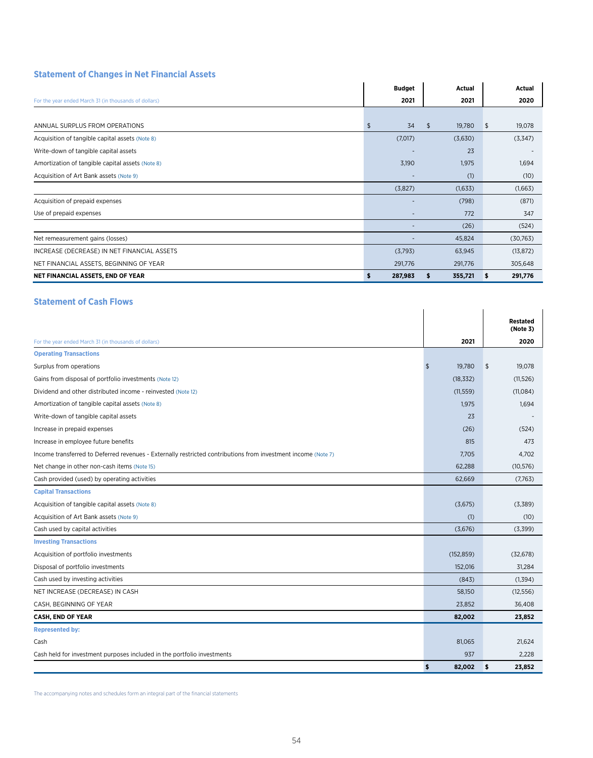## Statement of Changes in Net Financial Assets

| For the year ended March 31 (in thousands of dollars) | Budget 2021 | Actual 2021 | Actual 2020 |
|---|---|---|---|
| ANNUAL SURPLUS FROM OPERATIONS | $ 34 | $ 19,780 | $ 19,078 |
| Acquisition of tangible capital assets (Note 8) | (7,017) | (3,630) | (3,347) |
| Write-down of tangible capital assets | - | 23 | - |
| Amortization of tangible capital assets (Note 8) | 3,190 | 1,975 | 1,694 |
| Acquisition of Art Bank assets (Note 9) | - | (1) | (10) |
| | (3,827) | (1,633) | (1,663) |
| Acquisition of prepaid expenses | - | (798) | (871) |
| Use of prepaid expenses | - | 772 | 347 |
| | - | (26) | (524) |
| Net remeasurement gains (losses) | - | 45,824 | (30,763) |
| INCREASE (DECREASE) IN NET FINANCIAL ASSETS | (3,793) | 63,945 | (13,872) |
| NET FINANCIAL ASSETS, BEGINNING OF YEAR | 291,776 | 291,776 | 305,648 |
| **NET FINANCIAL ASSETS, END OF YEAR** | **$ 287,983** | **$ 355,721** | **$ 291,776** |

## Statement of Cash Flows

| For the year ended March 31 (in thousands of dollars) | 2021 | Restated (Note 3) 2020 |
|---|---|---|
| **Operating Transactions** | | |
| Surplus from operations | $ 19,780 | $ 19,078 |
| Gains from disposal of portfolio investments (Note 12) | (18,332) | (11,526) |
| Dividend and other distributed income - reinvested (Note 12) | (11,559) | (11,084) |
| Amortization of tangible capital assets (Note 8) | 1,975 | 1,694 |
| Write-down of tangible capital assets | 23 | - |
| Increase in prepaid expenses | (26) | (524) |
| Increase in employee future benefits | 815 | 473 |
| Income transferred to Deferred revenues - Externally restricted contributions from investment income (Note 7) | 7,705 | 4,702 |
| Net change in other non-cash items (Note 15) | 62,288 | (10,576) |
| Cash provided (used) by operating activities | 62,669 | (7,763) |
| **Capital Transactions** | | |
| Acquisition of tangible capital assets (Note 8) | (3,675) | (3,389) |
| Acquisition of Art Bank assets (Note 9) | (1) | (10) |
| Cash used by capital activities | (3,676) | (3,399) |
| **Investing Transactions** | | |
| Acquisition of portfolio investments | (152,859) | (32,678) |
| Disposal of portfolio investments | 152,016 | 31,284 |
| Cash used by investing activities | (843) | (1,394) |
| NET INCREASE (DECREASE) IN CASH | 58,150 | (12,556) |
| CASH, BEGINNING OF YEAR | 23,852 | 36,408 |
| **CASH, END OF YEAR** | **82,002** | **23,852** |
| **Represented by:** | | |
| Cash | 81,065 | 21,624 |
| Cash held for investment purposes included in the portfolio investments | 937 | 2,228 |
| | **$ 82,002** | **$ 23,852** |

The accompanying notes and schedules form an integral part of the financial statements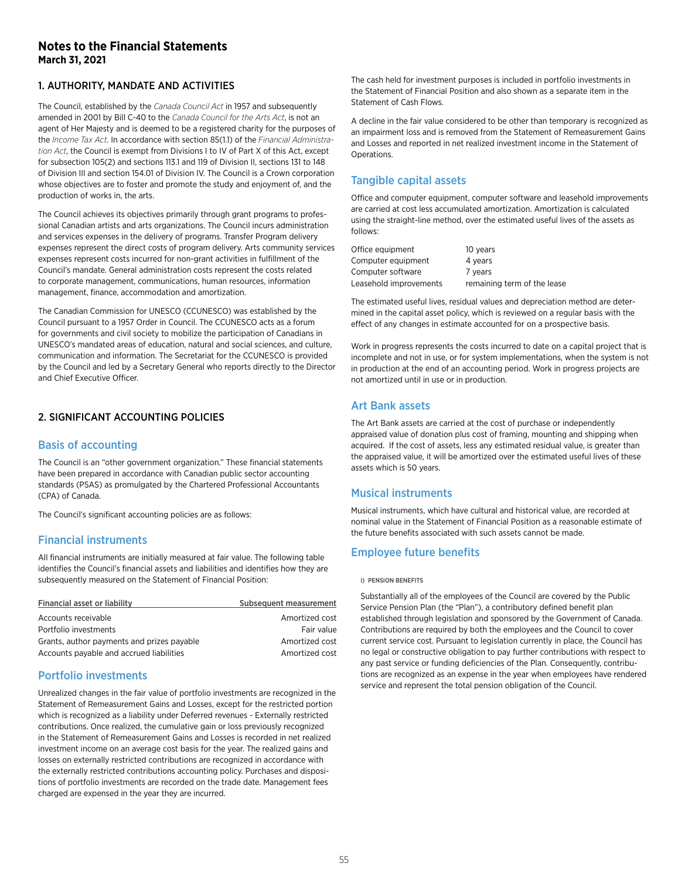# Notes to the Financial Statements

**March 31, 2021**

## 1. AUTHORITY, MANDATE AND ACTIVITIES

The Council, established by the *Canada Council Act* in 1957 and subsequently amended in 2001 by Bill C-40 to the *Canada Council for the Arts Act*, is not an agent of Her Majesty and is deemed to be a registered charity for the purposes of the *Income Tax Act*. In accordance with section 85(1.1) of the *Financial Administration Act*, the Council is exempt from Divisions I to IV of Part X of this Act, except for subsection 105(2) and sections 113.1 and 119 of Division II, sections 131 to 148 of Division III and section 154.01 of Division IV. The Council is a Crown corporation whose objectives are to foster and promote the study and enjoyment of, and the production of works in, the arts.

The Council achieves its objectives primarily through grant programs to professional Canadian artists and arts organizations. The Council incurs administration and services expenses in the delivery of programs. Transfer Program delivery expenses represent the direct costs of program delivery. Arts community services expenses represent costs incurred for non-grant activities in fulfillment of the Council's mandate. General administration costs represent the costs related to corporate management, communications, human resources, information management, finance, accommodation and amortization.

The Canadian Commission for UNESCO (CCUNESCO) was established by the Council pursuant to a 1957 Order in Council. The CCUNESCO acts as a forum for governments and civil society to mobilize the participation of Canadians in UNESCO's mandated areas of education, natural and social sciences, and culture, communication and information. The Secretariat for the CCUNESCO is provided by the Council and led by a Secretary General who reports directly to the Director and Chief Executive Officer.

## 2. SIGNIFICANT ACCOUNTING POLICIES

### Basis of accounting

The Council is an "other government organization." These financial statements have been prepared in accordance with Canadian public sector accounting standards (PSAS) as promulgated by the Chartered Professional Accountants (CPA) of Canada.

The Council's significant accounting policies are as follows:

### Financial instruments

All financial instruments are initially measured at fair value. The following table identifies the Council's financial assets and liabilities and identifies how they are subsequently measured on the Statement of Financial Position:

| Financial asset or liability | Subsequent measurement |
|---|---|
| Accounts receivable | Amortized cost |
| Portfolio investments | Fair value |
| Grants, author payments and prizes payable | Amortized cost |
| Accounts payable and accrued liabilities | Amortized cost |

### Portfolio investments

Unrealized changes in the fair value of portfolio investments are recognized in the Statement of Remeasurement Gains and Losses, except for the restricted portion which is recognized as a liability under Deferred revenues - Externally restricted contributions. Once realized, the cumulative gain or loss previously recognized in the Statement of Remeasurement Gains and Losses is recorded in net realized investment income on an average cost basis for the year. The realized gains and losses on externally restricted contributions are recognized in accordance with the externally restricted contributions accounting policy. Purchases and dispositions of portfolio investments are recorded on the trade date. Management fees charged are expensed in the year they are incurred.

The cash held for investment purposes is included in portfolio investments in the Statement of Financial Position and also shown as a separate item in the Statement of Cash Flows.

A decline in the fair value considered to be other than temporary is recognized as an impairment loss and is removed from the Statement of Remeasurement Gains and Losses and reported in net realized investment income in the Statement of Operations.

### Tangible capital assets

Office and computer equipment, computer software and leasehold improvements are carried at cost less accumulated amortization. Amortization is calculated using the straight-line method, over the estimated useful lives of the assets as follows:

| | |
|---|---|
| Office equipment | 10 years |
| Computer equipment | 4 years |
| Computer software | 7 years |
| Leasehold improvements | remaining term of the lease |

The estimated useful lives, residual values and depreciation method are determined in the capital asset policy, which is reviewed on a regular basis with the effect of any changes in estimate accounted for on a prospective basis.

Work in progress represents the costs incurred to date on a capital project that is incomplete and not in use, or for system implementations, when the system is not in production at the end of an accounting period. Work in progress projects are not amortized until in use or in production.

### Art Bank assets

The Art Bank assets are carried at the cost of purchase or independently appraised value of donation plus cost of framing, mounting and shipping when acquired. If the cost of assets, less any estimated residual value, is greater than the appraised value, it will be amortized over the estimated useful lives of these assets which is 50 years.

### Musical instruments

Musical instruments, which have cultural and historical value, are recorded at nominal value in the Statement of Financial Position as a reasonable estimate of the future benefits associated with such assets cannot be made.

### Employee future benefits

#### i) PENSION BENEFITS

Substantially all of the employees of the Council are covered by the Public Service Pension Plan (the "Plan"), a contributory defined benefit plan established through legislation and sponsored by the Government of Canada. Contributions are required by both the employees and the Council to cover current service cost. Pursuant to legislation currently in place, the Council has no legal or constructive obligation to pay further contributions with respect to any past service or funding deficiencies of the Plan. Consequently, contributions are recognized as an expense in the year when employees have rendered service and represent the total pension obligation of the Council.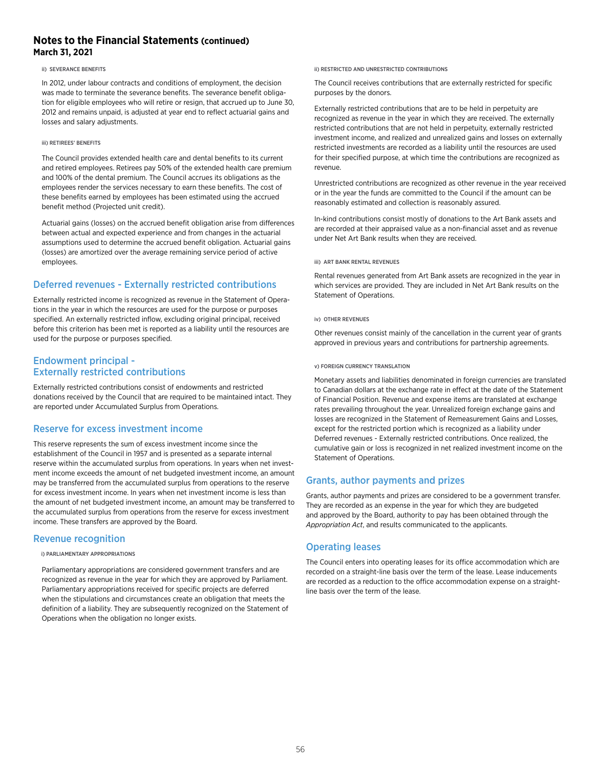## Notes to the Financial Statements (continued)
**March 31, 2021**

##### ii) SEVERANCE BENEFITS

In 2012, under labour contracts and conditions of employment, the decision was made to terminate the severance benefits. The severance benefit obligation for eligible employees who will retire or resign, that accrued up to June 30, 2012 and remains unpaid, is adjusted at year end to reflect actuarial gains and losses and salary adjustments.

##### iii) RETIREES' BENEFITS

The Council provides extended health care and dental benefits to its current and retired employees. Retirees pay 50% of the extended health care premium and 100% of the dental premium. The Council accrues its obligations as the employees render the services necessary to earn these benefits. The cost of these benefits earned by employees has been estimated using the accrued benefit method (Projected unit credit).

Actuarial gains (losses) on the accrued benefit obligation arise from differences between actual and expected experience and from changes in the actuarial assumptions used to determine the accrued benefit obligation. Actuarial gains (losses) are amortized over the average remaining service period of active employees.

### Deferred revenues - Externally restricted contributions

Externally restricted income is recognized as revenue in the Statement of Operations in the year in which the resources are used for the purpose or purposes specified. An externally restricted inflow, excluding original principal, received before this criterion has been met is reported as a liability until the resources are used for the purpose or purposes specified.

### Endowment principal - Externally restricted contributions

Externally restricted contributions consist of endowments and restricted donations received by the Council that are required to be maintained intact. They are reported under Accumulated Surplus from Operations.

### Reserve for excess investment income

This reserve represents the sum of excess investment income since the establishment of the Council in 1957 and is presented as a separate internal reserve within the accumulated surplus from operations. In years when net investment income exceeds the amount of net budgeted investment income, an amount may be transferred from the accumulated surplus from operations to the reserve for excess investment income. In years when net investment income is less than the amount of net budgeted investment income, an amount may be transferred to the accumulated surplus from operations from the reserve for excess investment income. These transfers are approved by the Board.

### Revenue recognition

##### i) PARLIAMENTARY APPROPRIATIONS

Parliamentary appropriations are considered government transfers and are recognized as revenue in the year for which they are approved by Parliament. Parliamentary appropriations received for specific projects are deferred when the stipulations and circumstances create an obligation that meets the definition of a liability. They are subsequently recognized on the Statement of Operations when the obligation no longer exists.

##### ii) RESTRICTED AND UNRESTRICTED CONTRIBUTIONS

The Council receives contributions that are externally restricted for specific purposes by the donors.

Externally restricted contributions that are to be held in perpetuity are recognized as revenue in the year in which they are received. The externally restricted contributions that are not held in perpetuity, externally restricted investment income, and realized and unrealized gains and losses on externally restricted investments are recorded as a liability until the resources are used for their specified purpose, at which time the contributions are recognized as revenue.

Unrestricted contributions are recognized as other revenue in the year received or in the year the funds are committed to the Council if the amount can be reasonably estimated and collection is reasonably assured.

In-kind contributions consist mostly of donations to the Art Bank assets and are recorded at their appraised value as a non-financial asset and as revenue under Net Art Bank results when they are received.

##### iii) ART BANK RENTAL REVENUES

Rental revenues generated from Art Bank assets are recognized in the year in which services are provided. They are included in Net Art Bank results on the Statement of Operations.

##### iv) OTHER REVENUES

Other revenues consist mainly of the cancellation in the current year of grants approved in previous years and contributions for partnership agreements.

##### v) FOREIGN CURRENCY TRANSLATION

Monetary assets and liabilities denominated in foreign currencies are translated to Canadian dollars at the exchange rate in effect at the date of the Statement of Financial Position. Revenue and expense items are translated at exchange rates prevailing throughout the year. Unrealized foreign exchange gains and losses are recognized in the Statement of Remeasurement Gains and Losses, except for the restricted portion which is recognized as a liability under Deferred revenues - Externally restricted contributions. Once realized, the cumulative gain or loss is recognized in net realized investment income on the Statement of Operations.

### Grants, author payments and prizes

Grants, author payments and prizes are considered to be a government transfer. They are recorded as an expense in the year for which they are budgeted and approved by the Board, authority to pay has been obtained through the *Appropriation Act*, and results communicated to the applicants.

### Operating leases

The Council enters into operating leases for its office accommodation which are recorded on a straight-line basis over the term of the lease. Lease inducements are recorded as a reduction to the office accommodation expense on a straight-line basis over the term of the lease.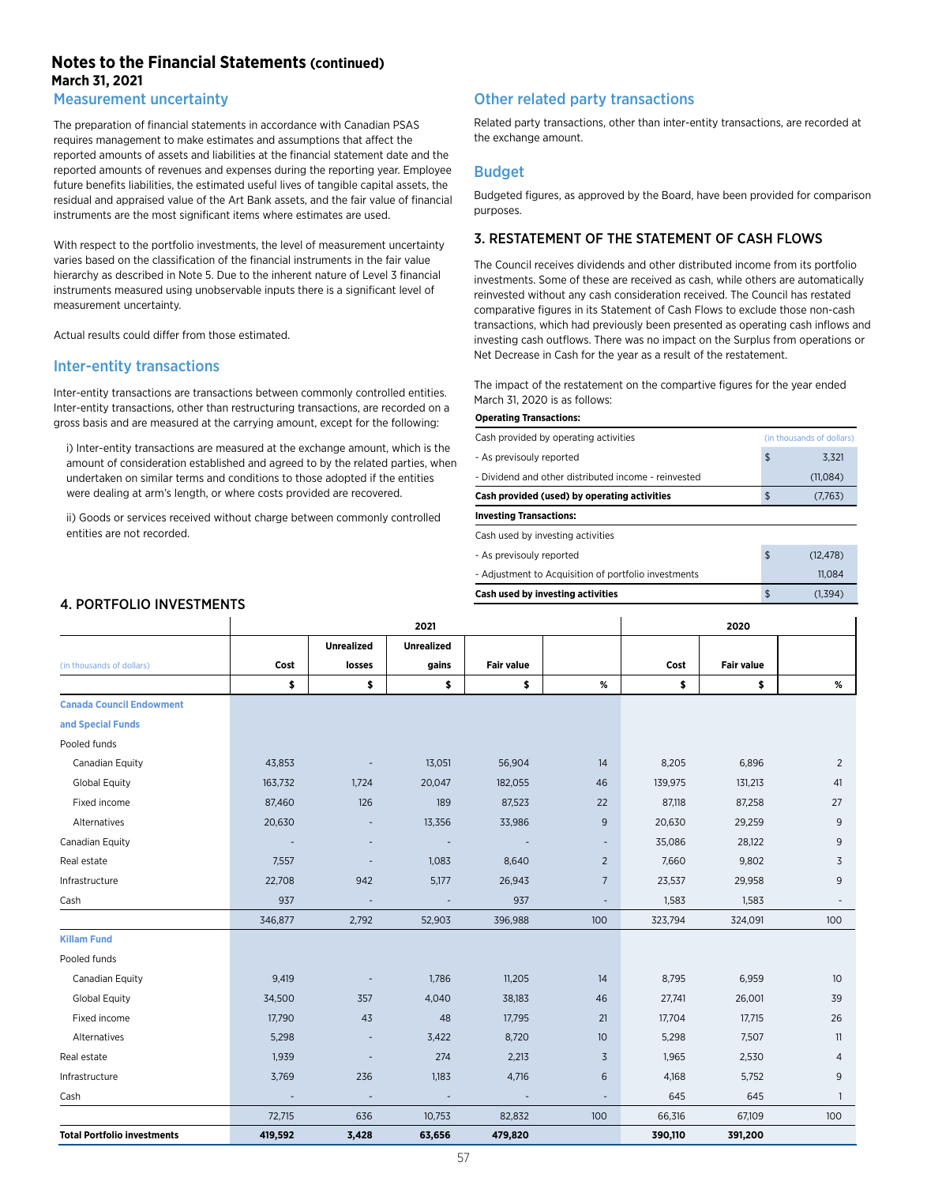# Notes to the Financial Statements (continued)
**March 31, 2021**

## Measurement uncertainty

The preparation of financial statements in accordance with Canadian PSAS requires management to make estimates and assumptions that affect the reported amounts of assets and liabilities at the financial statement date and the reported amounts of revenues and expenses during the reporting year. Employee future benefits liabilities, the estimated useful lives of tangible capital assets, the residual and appraised value of the Art Bank assets, and the fair value of financial instruments are the most significant items where estimates are used.

With respect to the portfolio investments, the level of measurement uncertainty varies based on the classification of the financial instruments in the fair value hierarchy as described in Note 5. Due to the inherent nature of Level 3 financial instruments measured using unobservable inputs there is a significant level of measurement uncertainty.

Actual results could differ from those estimated.

## Inter-entity transactions

Inter-entity transactions are transactions between commonly controlled entities. Inter-entity transactions, other than restructuring transactions, are recorded on a gross basis and are measured at the carrying amount, except for the following:

i) Inter-entity transactions are measured at the exchange amount, which is the amount of consideration established and agreed to by the related parties, when undertaken on similar terms and conditions to those adopted if the entities were dealing at arm's length, or where costs provided are recovered.

ii) Goods or services received without charge between commonly controlled entities are not recorded.

## Other related party transactions

Related party transactions, other than inter-entity transactions, are recorded at the exchange amount.

## Budget

Budgeted figures, as approved by the Board, have been provided for comparison purposes.

## 3. RESTATEMENT OF THE STATEMENT OF CASH FLOWS

The Council receives dividends and other distributed income from its portfolio investments. Some of these are received as cash, while others are automatically reinvested without any cash consideration received. The Council has restated comparative figures in its Statement of Cash Flows to exclude those non-cash transactions, which had previously been presented as operating cash inflows and investing cash outflows. There was no impact on the Surplus from operations or Net Decrease in Cash for the year as a result of the restatement.

The impact of the restatement on the compartive figures for the year ended March 31, 2020 is as follows:

| **Operating Transactions:** | | |
|---|---|---|
| Cash provided by operating activities | | (in thousands of dollars) |
| - As previsouly reported | $ | 3,321 |
| - Dividend and other distributed income - reinvested | | (11,084) |
| **Cash provided (used) by operating activities** | $ | (7,763) |
| **Investing Transactions:** | | |
| Cash used by investing activities | | |
| - As previsouly reported | $ | (12,478) |
| - Adjustment to Acquisition of portfolio investments | | 11,084 |
| **Cash used by investing activities** | $ | (1,394) |

## 4. PORTFOLIO INVESTMENTS

| | 2021 | | | | | 2020 | | |
|---|---|---|---|---|---|---|---|---|
| (in thousands of dollars) | Cost | Unrealized losses | Unrealized gains | Fair value | | Cost | Fair value | |
| | $ | $ | $ | $ | % | $ | $ | % |
| **Canada Council Endowment and Special Funds** | | | | | | | | |
| Pooled funds | | | | | | | | |
| Canadian Equity | 43,853 | - | 13,051 | 56,904 | 14 | 8,205 | 6,896 | 2 |
| Global Equity | 163,732 | 1,724 | 20,047 | 182,055 | 46 | 139,975 | 131,213 | 41 |
| Fixed income | 87,460 | 126 | 189 | 87,523 | 22 | 87,118 | 87,258 | 27 |
| Alternatives | 20,630 | - | 13,356 | 33,986 | 9 | 20,630 | 29,259 | 9 |
| Canadian Equity | - | - | - | - | - | 35,086 | 28,122 | 9 |
| Real estate | 7,557 | - | 1,083 | 8,640 | 2 | 7,660 | 9,802 | 3 |
| Infrastructure | 22,708 | 942 | 5,177 | 26,943 | 7 | 23,537 | 29,958 | 9 |
| Cash | 937 | - | - | 937 | - | 1,583 | 1,583 | - |
| | 346,877 | 2,792 | 52,903 | 396,988 | 100 | 323,794 | 324,091 | 100 |
| **Killam Fund** | | | | | | | | |
| Pooled funds | | | | | | | | |
| Canadian Equity | 9,419 | - | 1,786 | 11,205 | 14 | 8,795 | 6,959 | 10 |
| Global Equity | 34,500 | 357 | 4,040 | 38,183 | 46 | 27,741 | 26,001 | 39 |
| Fixed income | 17,790 | 43 | 48 | 17,795 | 21 | 17,704 | 17,715 | 26 |
| Alternatives | 5,298 | - | 3,422 | 8,720 | 10 | 5,298 | 7,507 | 11 |
| Real estate | 1,939 | - | 274 | 2,213 | 3 | 1,965 | 2,530 | 4 |
| Infrastructure | 3,769 | 236 | 1,183 | 4,716 | 6 | 4,168 | 5,752 | 9 |
| Cash | - | - | - | - | - | 645 | 645 | 1 |
| | 72,715 | 636 | 10,753 | 82,832 | 100 | 66,316 | 67,109 | 100 |
| **Total Portfolio investments** | **419,592** | **3,428** | **63,656** | **479,820** | | **390,110** | **391,200** | |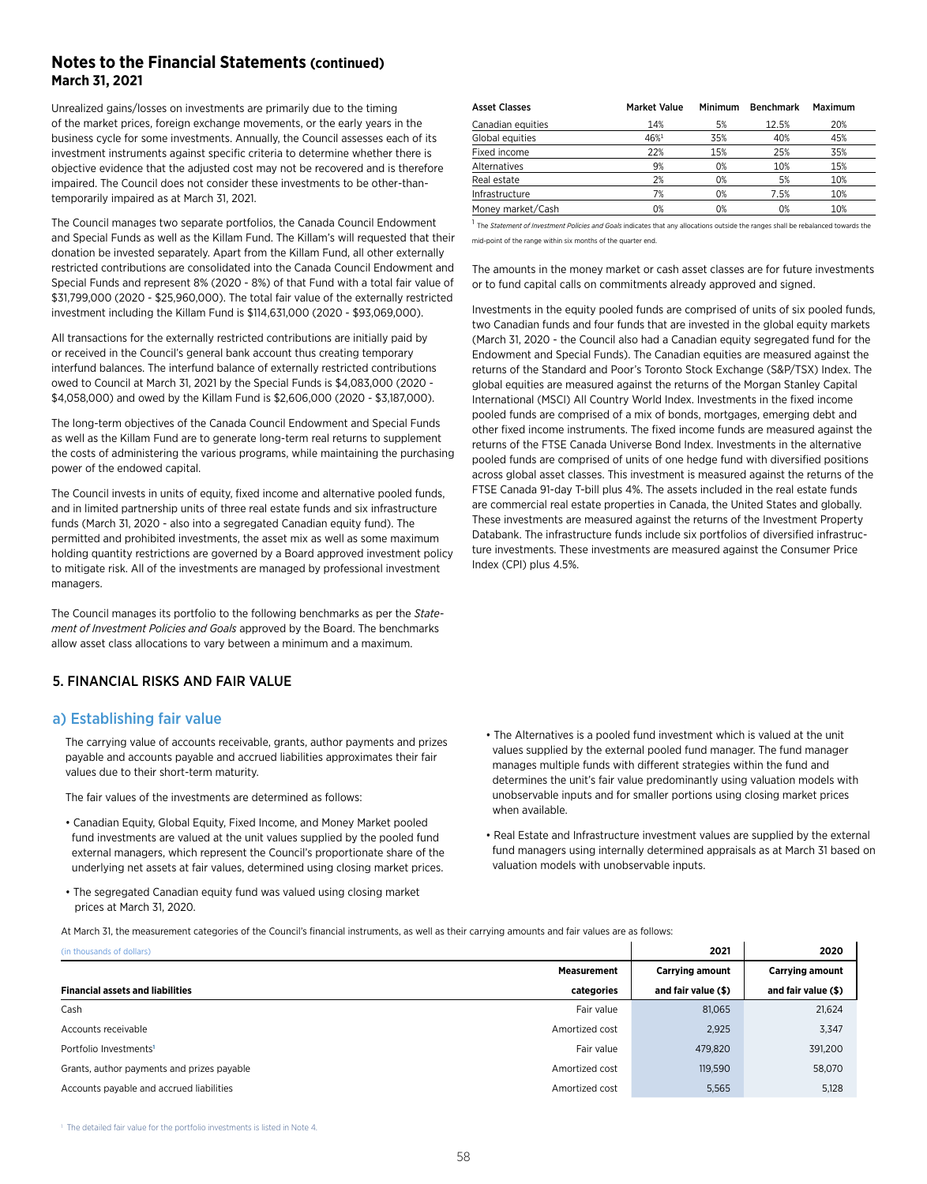## Notes to the Financial Statements (continued)
**March 31, 2021**

Unrealized gains/losses on investments are primarily due to the timing of the market prices, foreign exchange movements, or the early years in the business cycle for some investments. Annually, the Council assesses each of its investment instruments against specific criteria to determine whether there is objective evidence that the adjusted cost may not be recovered and is therefore impaired. The Council does not consider these investments to be other-than-temporarily impaired as at March 31, 2021.

The Council manages two separate portfolios, the Canada Council Endowment and Special Funds as well as the Killam Fund. The Killam's will requested that their donation be invested separately. Apart from the Killam Fund, all other externally restricted contributions are consolidated into the Canada Council Endowment and Special Funds and represent 8% (2020 - 8%) of that Fund with a total fair value of $31,799,000 (2020 - $25,960,000). The total fair value of the externally restricted investment including the Killam Fund is $114,631,000 (2020 - $93,069,000).

All transactions for the externally restricted contributions are initially paid by or received in the Council's general bank account thus creating temporary interfund balances. The interfund balance of externally restricted contributions owed to Council at March 31, 2021 by the Special Funds is $4,083,000 (2020 - $4,058,000) and owed by the Killam Fund is $2,606,000 (2020 - $3,187,000).

The long-term objectives of the Canada Council Endowment and Special Funds as well as the Killam Fund are to generate long-term real returns to supplement the costs of administering the various programs, while maintaining the purchasing power of the endowed capital.

The Council invests in units of equity, fixed income and alternative pooled funds, and in limited partnership units of three real estate funds and six infrastructure funds (March 31, 2020 - also into a segregated Canadian equity fund). The permitted and prohibited investments, the asset mix as well as some maximum holding quantity restrictions are governed by a Board approved investment policy to mitigate risk. All of the investments are managed by professional investment managers.

The Council manages its portfolio to the following benchmarks as per the *Statement of Investment Policies and Goals* approved by the Board. The benchmarks allow asset class allocations to vary between a minimum and a maximum.

| Asset Classes | Market Value | Minimum | Benchmark | Maximum |
|---|---|---|---|---|
| Canadian equities | 14% | 5% | 12.5% | 20% |
| Global equities | 46%[1] | 35% | 40% | 45% |
| Fixed income | 22% | 15% | 25% | 35% |
| Alternatives | 9% | 0% | 10% | 15% |
| Real estate | 2% | 0% | 5% | 10% |
| Infrastructure | 7% | 0% | 7.5% | 10% |
| Money market/Cash | 0% | 0% | 0% | 10% |

[1] The *Statement of Investment Policies and Goals* indicates that any allocations outside the ranges shall be rebalanced towards the mid-point of the range within six months of the quarter end.

The amounts in the money market or cash asset classes are for future investments or to fund capital calls on commitments already approved and signed.

Investments in the equity pooled funds are comprised of units of six pooled funds, two Canadian funds and four funds that are invested in the global equity markets (March 31, 2020 - the Council also had a Canadian equity segregated fund for the Endowment and Special Funds). The Canadian equities are measured against the returns of the Standard and Poor's Toronto Stock Exchange (S&P/TSX) Index. The global equities are measured against the returns of the Morgan Stanley Capital International (MSCI) All Country World Index. Investments in the fixed income pooled funds are comprised of a mix of bonds, mortgages, emerging debt and other fixed income instruments. The fixed income funds are measured against the returns of the FTSE Canada Universe Bond Index. Investments in the alternative pooled funds are comprised of units of one hedge fund with diversified positions across global asset classes. This investment is measured against the returns of the FTSE Canada 91-day T-bill plus 4%. The assets included in the real estate funds are commercial real estate properties in Canada, the United States and globally. These investments are measured against the returns of the Investment Property Databank. The infrastructure funds include six portfolios of diversified infrastructure investments. These investments are measured against the Consumer Price Index (CPI) plus 4.5%.

### 5. FINANCIAL RISKS AND FAIR VALUE

#### a) Establishing fair value

The carrying value of accounts receivable, grants, author payments and prizes payable and accounts payable and accrued liabilities approximates their fair values due to their short-term maturity.

The fair values of the investments are determined as follows:

- Canadian Equity, Global Equity, Fixed Income, and Money Market pooled fund investments are valued at the unit values supplied by the pooled fund external managers, which represent the Council's proportionate share of the underlying net assets at fair values, determined using closing market prices.
- The segregated Canadian equity fund was valued using closing market prices at March 31, 2020.
- The Alternatives is a pooled fund investment which is valued at the unit values supplied by the external pooled fund manager. The fund manager manages multiple funds with different strategies within the fund and determines the unit's fair value predominantly using valuation models with unobservable inputs and for smaller portions using closing market prices when available.
- Real Estate and Infrastructure investment values are supplied by the external fund managers using internally determined appraisals as at March 31 based on valuation models with unobservable inputs.

At March 31, the measurement categories of the Council's financial instruments, as well as their carrying amounts and fair values are as follows:

| (in thousands of dollars) | | 2021 | 2020 |
|---|---|---|---|
| **Financial assets and liabilities** | **Measurement categories** | **Carrying amount and fair value ($)** | **Carrying amount and fair value ($)** |
| Cash | Fair value | 81,065 | 21,624 |
| Accounts receivable | Amortized cost | 2,925 | 3,347 |
| Portfolio Investments[1] | Fair value | 479,820 | 391,200 |
| Grants, author payments and prizes payable | Amortized cost | 119,590 | 58,070 |
| Accounts payable and accrued liabilities | Amortized cost | 5,565 | 5,128 |

[1] The detailed fair value for the portfolio investments is listed in Note 4.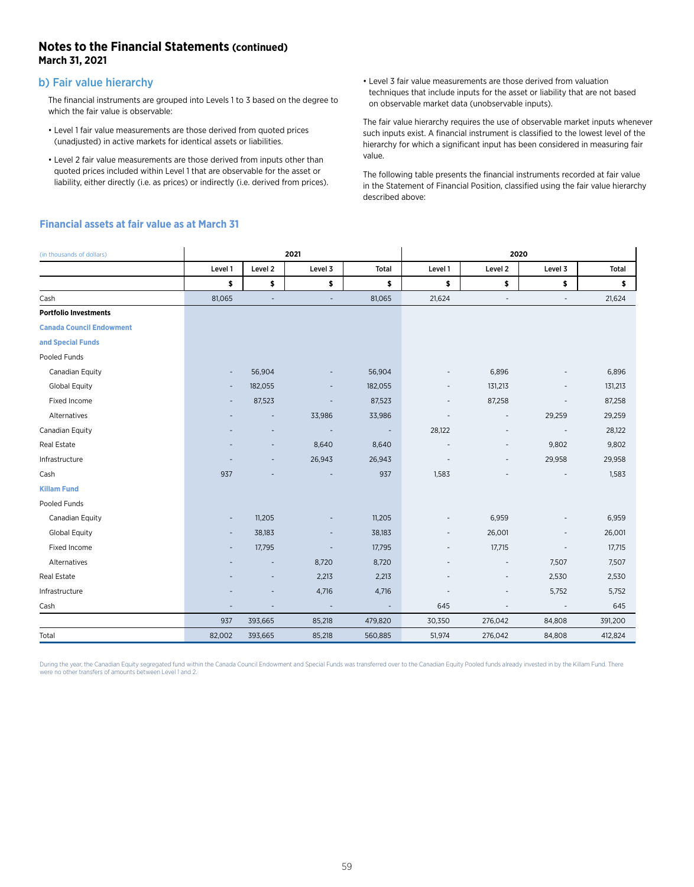## Notes to the Financial Statements (continued)
**March 31, 2021**

### b) Fair value hierarchy

The financial instruments are grouped into Levels 1 to 3 based on the degree to which the fair value is observable:

- Level 1 fair value measurements are those derived from quoted prices (unadjusted) in active markets for identical assets or liabilities.
- Level 2 fair value measurements are those derived from inputs other than quoted prices included within Level 1 that are observable for the asset or liability, either directly (i.e. as prices) or indirectly (i.e. derived from prices).
- Level 3 fair value measurements are those derived from valuation techniques that include inputs for the asset or liability that are not based on observable market data (unobservable inputs).

The fair value hierarchy requires the use of observable market inputs whenever such inputs exist. A financial instrument is classified to the lowest level of the hierarchy for which a significant input has been considered in measuring fair value.

The following table presents the financial instruments recorded at fair value in the Statement of Financial Position, classified using the fair value hierarchy described above:

#### Financial assets at fair value as at March 31

| (in thousands of dollars) | 2021 | | | | 2020 | | | |
|---|---|---|---|---|---|---|---|---|
| | Level 1 | Level 2 | Level 3 | Total | Level 1 | Level 2 | Level 3 | Total |
| | $ | $ | $ | $ | $ | $ | $ | $ |
| Cash | 81,065 | - | - | 81,065 | 21,624 | - | - | 21,624 |
| **Portfolio Investments** | | | | | | | | |
| **Canada Council Endowment and Special Funds** | | | | | | | | |
| Pooled Funds | | | | | | | | |
| Canadian Equity | - | 56,904 | - | 56,904 | - | 6,896 | - | 6,896 |
| Global Equity | - | 182,055 | - | 182,055 | - | 131,213 | - | 131,213 |
| Fixed Income | - | 87,523 | - | 87,523 | - | 87,258 | - | 87,258 |
| Alternatives | - | - | 33,986 | 33,986 | - | - | 29,259 | 29,259 |
| Canadian Equity | - | - | - | - | 28,122 | - | - | 28,122 |
| Real Estate | - | - | 8,640 | 8,640 | - | - | 9,802 | 9,802 |
| Infrastructure | - | - | 26,943 | 26,943 | - | - | 29,958 | 29,958 |
| Cash | 937 | - | - | 937 | 1,583 | - | - | 1,583 |
| **Killam Fund** | | | | | | | | |
| Pooled Funds | | | | | | | | |
| Canadian Equity | - | 11,205 | - | 11,205 | - | 6,959 | - | 6,959 |
| Global Equity | - | 38,183 | - | 38,183 | - | 26,001 | - | 26,001 |
| Fixed Income | - | 17,795 | - | 17,795 | - | 17,715 | - | 17,715 |
| Alternatives | - | - | 8,720 | 8,720 | - | - | 7,507 | 7,507 |
| Real Estate | - | - | 2,213 | 2,213 | - | - | 2,530 | 2,530 |
| Infrastructure | - | - | 4,716 | 4,716 | - | - | 5,752 | 5,752 |
| Cash | - | - | - | - | 645 | - | - | 645 |
| | 937 | 393,665 | 85,218 | 479,820 | 30,350 | 276,042 | 84,808 | 391,200 |
| Total | 82,002 | 393,665 | 85,218 | 560,885 | 51,974 | 276,042 | 84,808 | 412,824 |

During the year, the Canadian Equity segregated fund within the Canada Council Endowment and Special Funds was transferred over to the Canadian Equity Pooled funds already invested in by the Killam Fund. There were no other transfers of amounts between Level 1 and 2.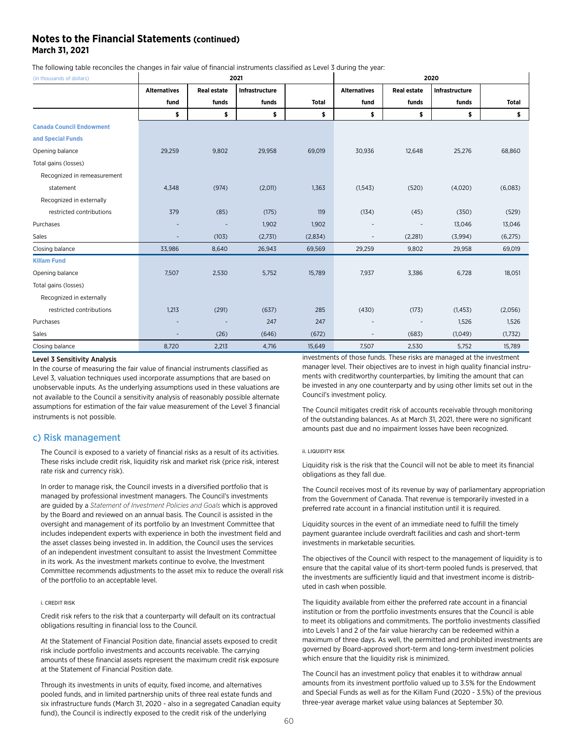## Notes to the Financial Statements (continued)
**March 31, 2021**

The following table reconciles the changes in fair value of financial instruments classified as Level 3 during the year:

| (in thousands of dollars) | 2021 | | | | 2020 | | | |
|---|---|---|---|---|---|---|---|---|
| | Alternatives fund | Real estate funds | Infrastructure funds | Total | Alternatives fund | Real estate funds | Infrastructure funds | Total |
| | $ | $ | $ | $ | $ | $ | $ | $ |
| **Canada Council Endowment and Special Funds** | | | | | | | | |
| Opening balance | 29,259 | 9,802 | 29,958 | 69,019 | 30,936 | 12,648 | 25,276 | 68,860 |
| Total gains (losses) | | | | | | | | |
| Recognized in remeasurement statement | 4,348 | (974) | (2,011) | 1,363 | (1,543) | (520) | (4,020) | (6,083) |
| Recognized in externally restricted contributions | 379 | (85) | (175) | 119 | (134) | (45) | (350) | (529) |
| Purchases | - | - | 1,902 | 1,902 | - | - | 13,046 | 13,046 |
| Sales | - | (103) | (2,731) | (2,834) | - | (2,281) | (3,994) | (6,275) |
| Closing balance | 33,986 | 8,640 | 26,943 | 69,569 | 29,259 | 9,802 | 29,958 | 69,019 |
| **Killam Fund** | | | | | | | | |
| Opening balance | 7,507 | 2,530 | 5,752 | 15,789 | 7,937 | 3,386 | 6,728 | 18,051 |
| Total gains (losses) | | | | | | | | |
| Recognized in externally restricted contributions | 1,213 | (291) | (637) | 285 | (430) | (173) | (1,453) | (2,056) |
| Purchases | - | - | 247 | 247 | - | - | 1,526 | 1,526 |
| Sales | - | (26) | (646) | (672) | - | (683) | (1,049) | (1,732) |
| Closing balance | 8,720 | 2,213 | 4,716 | 15,649 | 7,507 | 2,530 | 5,752 | 15,789 |

**Level 3 Sensitivity Analysis**

In the course of measuring the fair value of financial instruments classified as Level 3, valuation techniques used incorporate assumptions that are based on unobservable inputs. As the underlying assumptions used in these valuations are not available to the Council a sensitivity analysis of reasonably possible alternate assumptions for estimation of the fair value measurement of the Level 3 financial instruments is not possible.

### c) Risk management

The Council is exposed to a variety of financial risks as a result of its activities. These risks include credit risk, liquidity risk and market risk (price risk, interest rate risk and currency risk).

In order to manage risk, the Council invests in a diversified portfolio that is managed by professional investment managers. The Council's investments are guided by a *Statement of Investment Policies and Goals* which is approved by the Board and reviewed on an annual basis. The Council is assisted in the oversight and management of its portfolio by an Investment Committee that includes independent experts with experience in both the investment field and the asset classes being invested in. In addition, the Council uses the services of an independent investment consultant to assist the Investment Committee in its work. As the investment markets continue to evolve, the Investment Committee recommends adjustments to the asset mix to reduce the overall risk of the portfolio to an acceptable level.

###### i. CREDIT RISK

Credit risk refers to the risk that a counterparty will default on its contractual obligations resulting in financial loss to the Council.

At the Statement of Financial Position date, financial assets exposed to credit risk include portfolio investments and accounts receivable. The carrying amounts of these financial assets represent the maximum credit risk exposure at the Statement of Financial Position date.

Through its investments in units of equity, fixed income, and alternatives pooled funds, and in limited partnership units of three real estate funds and six infrastructure funds (March 31, 2020 - also in a segregated Canadian equity fund), the Council is indirectly exposed to the credit risk of the underlying investments of those funds. These risks are managed at the investment manager level. Their objectives are to invest in high quality financial instruments with creditworthy counterparties, by limiting the amount that can be invested in any one counterparty and by using other limits set out in the Council's investment policy.

The Council mitigates credit risk of accounts receivable through monitoring of the outstanding balances. As at March 31, 2021, there were no significant amounts past due and no impairment losses have been recognized.

###### ii. LIQUIDITY RISK

Liquidity risk is the risk that the Council will not be able to meet its financial obligations as they fall due.

The Council receives most of its revenue by way of parliamentary appropriation from the Government of Canada. That revenue is temporarily invested in a preferred rate account in a financial institution until it is required.

Liquidity sources in the event of an immediate need to fulfill the timely payment guarantee include overdraft facilities and cash and short-term investments in marketable securities.

The objectives of the Council with respect to the management of liquidity is to ensure that the capital value of its short-term pooled funds is preserved, that the investments are sufficiently liquid and that investment income is distributed in cash when possible.

The liquidity available from either the preferred rate account in a financial institution or from the portfolio investments ensures that the Council is able to meet its obligations and commitments. The portfolio investments classified into Levels 1 and 2 of the fair value hierarchy can be redeemed within a maximum of three days. As well, the permitted and prohibited investments are governed by Board-approved short-term and long-term investment policies which ensure that the liquidity risk is minimized.

The Council has an investment policy that enables it to withdraw annual amounts from its investment portfolio valued up to 3.5% for the Endowment and Special Funds as well as for the Killam Fund (2020 - 3.5%) of the previous three-year average market value using balances at September 30.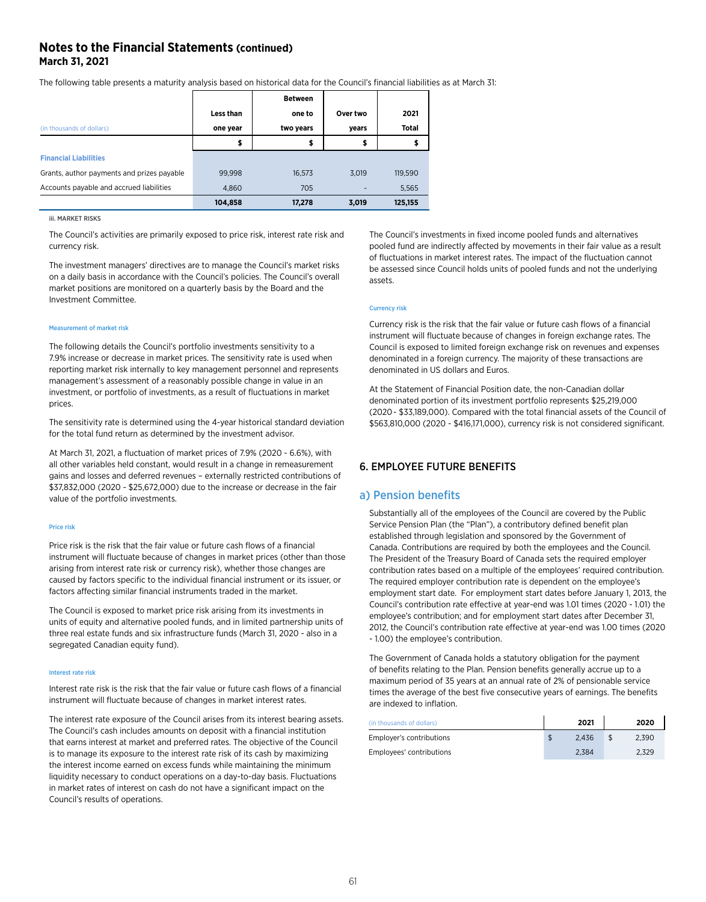## Notes to the Financial Statements (continued)
### March 31, 2021

The following table presents a maturity analysis based on historical data for the Council's financial liabilities as at March 31:

| (in thousands of dollars) | Less than one year | Between one to two years | Over two years | 2021 Total |
|---|---|---|---|---|
| | $ | $ | $ | $ |
| **Financial Liabilities** | | | | |
| Grants, author payments and prizes payable | 99,998 | 16,573 | 3,019 | 119,590 |
| Accounts payable and accrued liabilities | 4,860 | 705 | - | 5,565 |
| | **104,858** | **17,278** | **3,019** | **125,155** |

iii. MARKET RISKS

The Council's activities are primarily exposed to price risk, interest rate risk and currency risk.

The investment managers' directives are to manage the Council's market risks on a daily basis in accordance with the Council's policies. The Council's overall market positions are monitored on a quarterly basis by the Board and the Investment Committee.

#### Measurement of market risk

The following details the Council's portfolio investments sensitivity to a 7.9% increase or decrease in market prices. The sensitivity rate is used when reporting market risk internally to key management personnel and represents management's assessment of a reasonably possible change in value in an investment, or portfolio of investments, as a result of fluctuations in market prices.

The sensitivity rate is determined using the 4-year historical standard deviation for the total fund return as determined by the investment advisor.

At March 31, 2021, a fluctuation of market prices of 7.9% (2020 - 6.6%), with all other variables held constant, would result in a change in remeasurement gains and losses and deferred revenues – externally restricted contributions of $37,832,000 (2020 - $25,672,000) due to the increase or decrease in the fair value of the portfolio investments.

#### Price risk

Price risk is the risk that the fair value or future cash flows of a financial instrument will fluctuate because of changes in market prices (other than those arising from interest rate risk or currency risk), whether those changes are caused by factors specific to the individual financial instrument or its issuer, or factors affecting similar financial instruments traded in the market.

The Council is exposed to market price risk arising from its investments in units of equity and alternative pooled funds, and in limited partnership units of three real estate funds and six infrastructure funds (March 31, 2020 - also in a segregated Canadian equity fund).

#### Interest rate risk

Interest rate risk is the risk that the fair value or future cash flows of a financial instrument will fluctuate because of changes in market interest rates.

The interest rate exposure of the Council arises from its interest bearing assets. The Council's cash includes amounts on deposit with a financial institution that earns interest at market and preferred rates. The objective of the Council is to manage its exposure to the interest rate risk of its cash by maximizing the interest income earned on excess funds while maintaining the minimum liquidity necessary to conduct operations on a day-to-day basis. Fluctuations in market rates of interest on cash do not have a significant impact on the Council's results of operations.

The Council's investments in fixed income pooled funds and alternatives pooled fund are indirectly affected by movements in their fair value as a result of fluctuations in market interest rates. The impact of the fluctuation cannot be assessed since Council holds units of pooled funds and not the underlying assets.

#### Currency risk

Currency risk is the risk that the fair value or future cash flows of a financial instrument will fluctuate because of changes in foreign exchange rates. The Council is exposed to limited foreign exchange risk on revenues and expenses denominated in a foreign currency. The majority of these transactions are denominated in US dollars and Euros.

At the Statement of Financial Position date, the non-Canadian dollar denominated portion of its investment portfolio represents $25,219,000 (2020 - $33,189,000). Compared with the total financial assets of the Council of $563,810,000 (2020 - $416,171,000), currency risk is not considered significant.

## 6. EMPLOYEE FUTURE BENEFITS

### a) Pension benefits

Substantially all of the employees of the Council are covered by the Public Service Pension Plan (the "Plan"), a contributory defined benefit plan established through legislation and sponsored by the Government of Canada. Contributions are required by both the employees and the Council. The President of the Treasury Board of Canada sets the required employer contribution rates based on a multiple of the employees' required contribution. The required employer contribution rate is dependent on the employee's employment start date. For employment start dates before January 1, 2013, the Council's contribution rate effective at year-end was 1.01 times (2020 - 1.01) the employee's contribution; and for employment start dates after December 31, 2012, the Council's contribution rate effective at year-end was 1.00 times (2020 - 1.00) the employee's contribution.

The Government of Canada holds a statutory obligation for the payment of benefits relating to the Plan. Pension benefits generally accrue up to a maximum period of 35 years at an annual rate of 2% of pensionable service times the average of the best five consecutive years of earnings. The benefits are indexed to inflation.

| (in thousands of dollars) | 2021 | 2020 |
|---|---|---|
| Employer's contributions | $ 2,436 | $ 2,390 |
| Employees' contributions | 2,384 | 2,329 |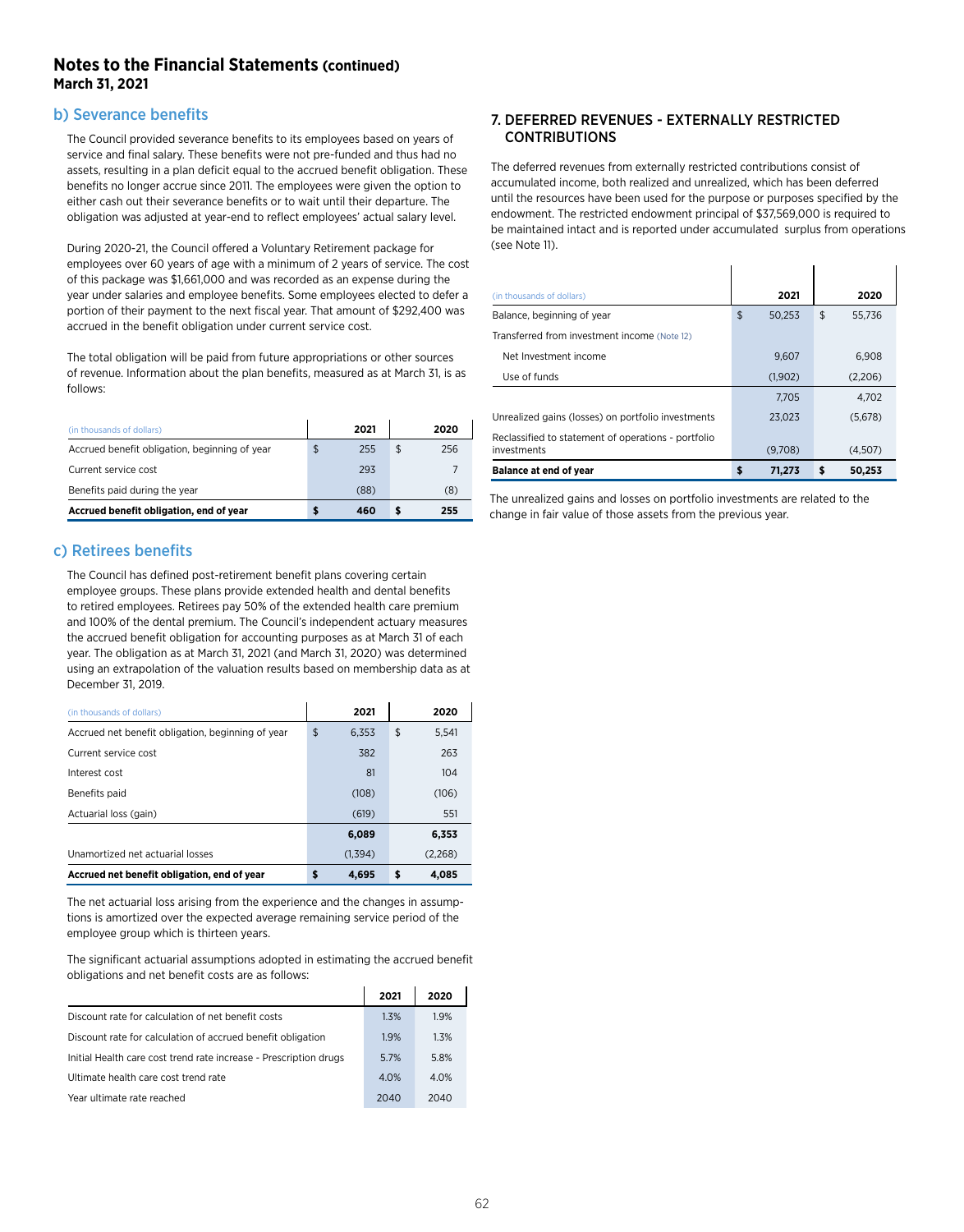## Notes to the Financial Statements (continued)
**March 31, 2021**

### b) Severance benefits

The Council provided severance benefits to its employees based on years of service and final salary. These benefits were not pre-funded and thus had no assets, resulting in a plan deficit equal to the accrued benefit obligation. These benefits no longer accrue since 2011. The employees were given the option to either cash out their severance benefits or to wait until their departure. The obligation was adjusted at year-end to reflect employees' actual salary level.

During 2020-21, the Council offered a Voluntary Retirement package for employees over 60 years of age with a minimum of 2 years of service. The cost of this package was $1,661,000 and was recorded as an expense during the year under salaries and employee benefits. Some employees elected to defer a portion of their payment to the next fiscal year. That amount of $292,400 was accrued in the benefit obligation under current service cost.

The total obligation will be paid from future appropriations or other sources of revenue. Information about the plan benefits, measured as at March 31, is as follows:

| (in thousands of dollars) | 2021 | 2020 |
|---|---|---|
| Accrued benefit obligation, beginning of year | $ 255 | $ 256 |
| Current service cost | 293 | 7 |
| Benefits paid during the year | (88) | (8) |
| **Accrued benefit obligation, end of year** | **$ 460** | **$ 255** |

### c) Retirees benefits

The Council has defined post-retirement benefit plans covering certain employee groups. These plans provide extended health and dental benefits to retired employees. Retirees pay 50% of the extended health care premium and 100% of the dental premium. The Council's independent actuary measures the accrued benefit obligation for accounting purposes as at March 31 of each year. The obligation as at March 31, 2021 (and March 31, 2020) was determined using an extrapolation of the valuation results based on membership data as at December 31, 2019.

| (in thousands of dollars) | 2021 | 2020 |
|---|---|---|
| Accrued net benefit obligation, beginning of year | $ 6,353 | $ 5,541 |
| Current service cost | 382 | 263 |
| Interest cost | 81 | 104 |
| Benefits paid | (108) | (106) |
| Actuarial loss (gain) | (619) | 551 |
| | **6,089** | **6,353** |
| Unamortized net actuarial losses | (1,394) | (2,268) |
| **Accrued net benefit obligation, end of year** | **$ 4,695** | **$ 4,085** |

The net actuarial loss arising from the experience and the changes in assumptions is amortized over the expected average remaining service period of the employee group which is thirteen years.

The significant actuarial assumptions adopted in estimating the accrued benefit obligations and net benefit costs are as follows:

| | 2021 | 2020 |
|---|---|---|
| Discount rate for calculation of net benefit costs | 1.3% | 1.9% |
| Discount rate for calculation of accrued benefit obligation | 1.9% | 1.3% |
| Initial Health care cost trend rate increase - Prescription drugs | 5.7% | 5.8% |
| Ultimate health care cost trend rate | 4.0% | 4.0% |
| Year ultimate rate reached | 2040 | 2040 |

## 7. DEFERRED REVENUES - EXTERNALLY RESTRICTED CONTRIBUTIONS

The deferred revenues from externally restricted contributions consist of accumulated income, both realized and unrealized, which has been deferred until the resources have been used for the purpose or purposes specified by the endowment. The restricted endowment principal of $37,569,000 is required to be maintained intact and is reported under accumulated surplus from operations (see Note 11).

| (in thousands of dollars) | 2021 | 2020 |
|---|---|---|
| Balance, beginning of year | $ 50,253 | $ 55,736 |
| Transferred from investment income (Note 12) | | |
| Net Investment income | 9,607 | 6,908 |
| Use of funds | (1,902) | (2,206) |
| | 7,705 | 4,702 |
| Unrealized gains (losses) on portfolio investments | 23,023 | (5,678) |
| Reclassified to statement of operations - portfolio investments | (9,708) | (4,507) |
| **Balance at end of year** | **$ 71,273** | **$ 50,253** |

The unrealized gains and losses on portfolio investments are related to the change in fair value of those assets from the previous year.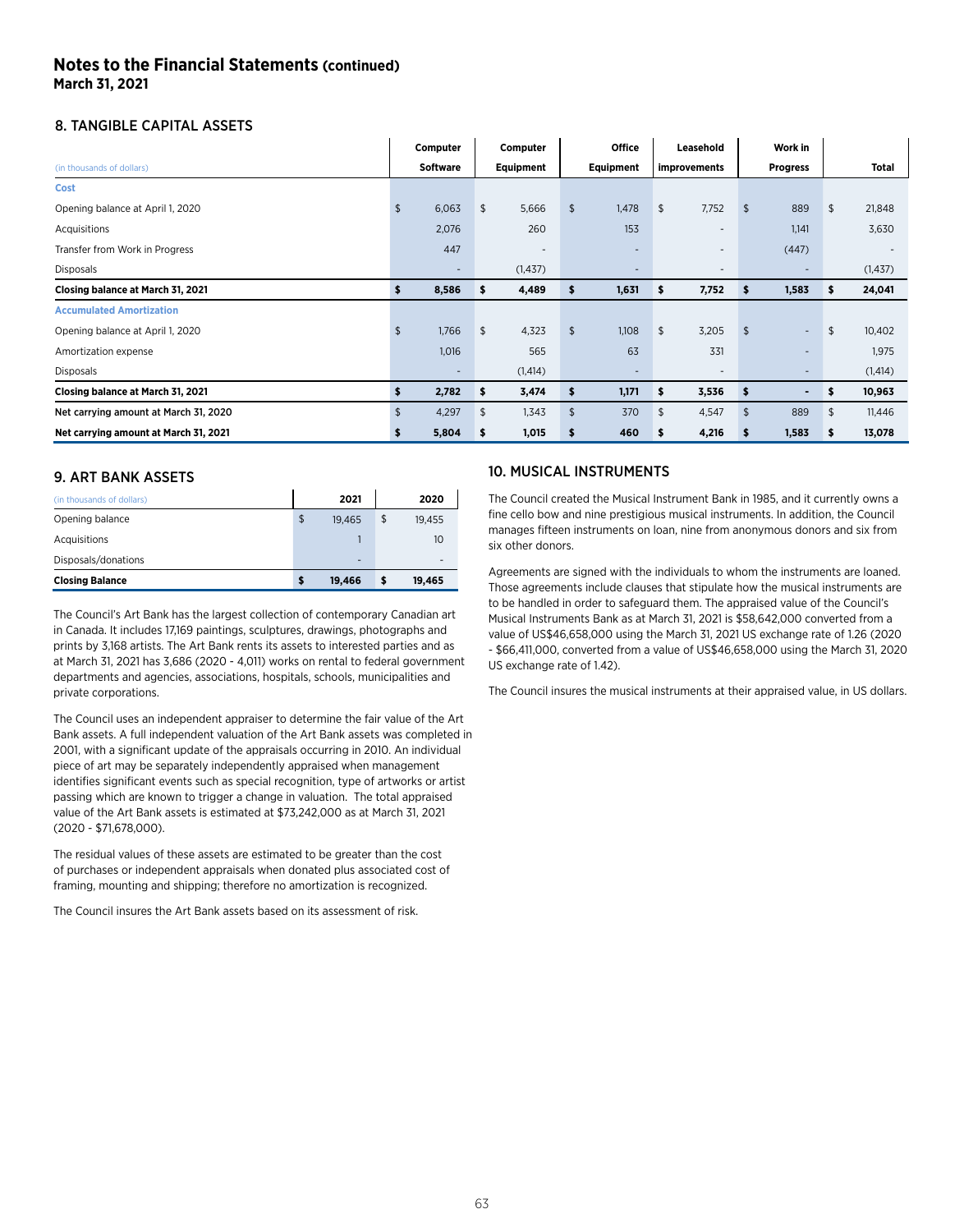## Notes to the Financial Statements (continued)

**March 31, 2021**

### 8. TANGIBLE CAPITAL ASSETS

| (in thousands of dollars) | Computer Software | Computer Equipment | Office Equipment | Leasehold improvements | Work in Progress | Total |
|---|---|---|---|---|---|---|
| **Cost** | | | | | | |
| Opening balance at April 1, 2020 | $ 6,063 | $ 5,666 | $ 1,478 | $ 7,752 | $ 889 | $ 21,848 |
| Acquisitions | 2,076 | 260 | 153 | - | 1,141 | 3,630 |
| Transfer from Work in Progress | 447 | - | - | - | (447) | - |
| Disposals | - | (1,437) | - | - | - | (1,437) |
| **Closing balance at March 31, 2021** | **$ 8,586** | **$ 4,489** | **$ 1,631** | **$ 7,752** | **$ 1,583** | **$ 24,041** |
| **Accumulated Amortization** | | | | | | |
| Opening balance at April 1, 2020 | $ 1,766 | $ 4,323 | $ 1,108 | $ 3,205 | $ - | $ 10,402 |
| Amortization expense | 1,016 | 565 | 63 | 331 | - | 1,975 |
| Disposals | - | (1,414) | - | - | - | (1,414) |
| **Closing balance at March 31, 2021** | **$ 2,782** | **$ 3,474** | **$ 1,171** | **$ 3,536** | **$ -** | **$ 10,963** |
| **Net carrying amount at March 31, 2020** | $ 4,297 | $ 1,343 | $ 370 | $ 4,547 | $ 889 | $ 11,446 |
| **Net carrying amount at March 31, 2021** | **$ 5,804** | **$ 1,015** | **$ 460** | **$ 4,216** | **$ 1,583** | **$ 13,078** |

### 9. ART BANK ASSETS

| (in thousands of dollars) | 2021 | 2020 |
|---|---|---|
| Opening balance | $ 19,465 | $ 19,455 |
| Acquisitions | 1 | 10 |
| Disposals/donations | - | - |
| **Closing Balance** | **$ 19,466** | **$ 19,465** |

The Council's Art Bank has the largest collection of contemporary Canadian art in Canada. It includes 17,169 paintings, sculptures, drawings, photographs and prints by 3,168 artists. The Art Bank rents its assets to interested parties and as at March 31, 2021 has 3,686 (2020 - 4,011) works on rental to federal government departments and agencies, associations, hospitals, schools, municipalities and private corporations.

The Council uses an independent appraiser to determine the fair value of the Art Bank assets. A full independent valuation of the Art Bank assets was completed in 2001, with a significant update of the appraisals occurring in 2010. An individual piece of art may be separately independently appraised when management identifies significant events such as special recognition, type of artworks or artist passing which are known to trigger a change in valuation. The total appraised value of the Art Bank assets is estimated at $73,242,000 as at March 31, 2021 (2020 - $71,678,000).

The residual values of these assets are estimated to be greater than the cost of purchases or independent appraisals when donated plus associated cost of framing, mounting and shipping; therefore no amortization is recognized.

The Council insures the Art Bank assets based on its assessment of risk.

### 10. MUSICAL INSTRUMENTS

The Council created the Musical Instrument Bank in 1985, and it currently owns a fine cello bow and nine prestigious musical instruments. In addition, the Council manages fifteen instruments on loan, nine from anonymous donors and six from six other donors.

Agreements are signed with the individuals to whom the instruments are loaned. Those agreements include clauses that stipulate how the musical instruments are to be handled in order to safeguard them. The appraised value of the Council's Musical Instruments Bank as at March 31, 2021 is $58,642,000 converted from a value of US$46,658,000 using the March 31, 2021 US exchange rate of 1.26 (2020 - $66,411,000, converted from a value of US$46,658,000 using the March 31, 2020 US exchange rate of 1.42).

The Council insures the musical instruments at their appraised value, in US dollars.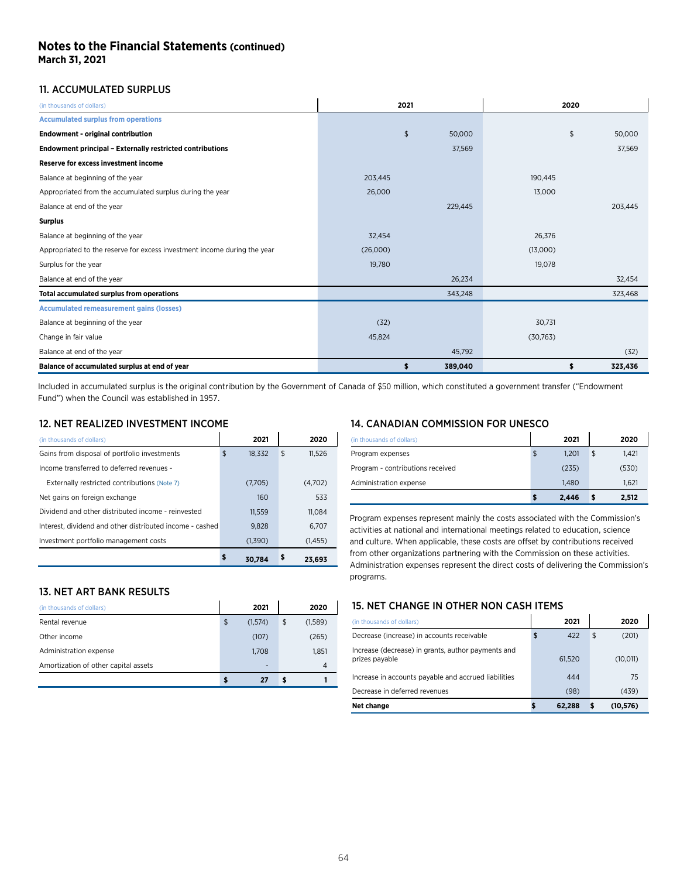## Notes to the Financial Statements (continued)

**March 31, 2021**

### 11. ACCUMULATED SURPLUS

| (in thousands of dollars) | 2021 | | 2020 | |
|---|---|---|---|---|
| **Accumulated surplus from operations** | | | | |
| **Endowment - original contribution** | | $ 50,000 | | $ 50,000 |
| **Endowment principal – Externally restricted contributions** | | 37,569 | | 37,569 |
| **Reserve for excess investment income** | | | | |
| Balance at beginning of the year | 203,445 | | 190,445 | |
| Appropriated from the accumulated surplus during the year | 26,000 | | 13,000 | |
| Balance at end of the year | | 229,445 | | 203,445 |
| **Surplus** | | | | |
| Balance at beginning of the year | 32,454 | | 26,376 | |
| Appropriated to the reserve for excess investment income during the year | (26,000) | | (13,000) | |
| Surplus for the year | 19,780 | | 19,078 | |
| Balance at end of the year | | 26,234 | | 32,454 |
| **Total accumulated surplus from operations** | | 343,248 | | 323,468 |
| **Accumulated remeasurement gains (losses)** | | | | |
| Balance at beginning of the year | (32) | | 30,731 | |
| Change in fair value | 45,824 | | (30,763) | |
| Balance at end of the year | | 45,792 | | (32) |
| **Balance of accumulated surplus at end of year** | | **$ 389,040** | | **$ 323,436** |

Included in accumulated surplus is the original contribution by the Government of Canada of $50 million, which constituted a government transfer ("Endowment Fund") when the Council was established in 1957.

### 12. NET REALIZED INVESTMENT INCOME

| (in thousands of dollars) | 2021 | 2020 |
|---|---|---|
| Gains from disposal of portfolio investments | $ 18,332 | $ 11,526 |
| Income transferred to deferred revenues - | | |
| Externally restricted contributions (Note 7) | (7,705) | (4,702) |
| Net gains on foreign exchange | 160 | 533 |
| Dividend and other distributed income - reinvested | 11,559 | 11,084 |
| Interest, dividend and other distributed income - cashed | 9,828 | 6,707 |
| Investment portfolio management costs | (1,390) | (1,455) |
| | **$ 30,784** | **$ 23,693** |

### 13. NET ART BANK RESULTS

| (in thousands of dollars) | 2021 | 2020 |
|---|---|---|
| Rental revenue | $ (1,574) | $ (1,589) |
| Other income | (107) | (265) |
| Administration expense | 1,708 | 1,851 |
| Amortization of other capital assets | - | 4 |
| | **$ 27** | **$ 1** |

### 14. CANADIAN COMMISSION FOR UNESCO

| (in thousands of dollars) | 2021 | 2020 |
|---|---|---|
| Program expenses | $ 1,201 | $ 1,421 |
| Program - contributions received | (235) | (530) |
| Administration expense | 1,480 | 1,621 |
| | **$ 2,446** | **$ 2,512** |

Program expenses represent mainly the costs associated with the Commission's activities at national and international meetings related to education, science and culture. When applicable, these costs are offset by contributions received from other organizations partnering with the Commission on these activities. Administration expenses represent the direct costs of delivering the Commission's programs.

### 15. NET CHANGE IN OTHER NON CASH ITEMS

| (in thousands of dollars) | 2021 | 2020 |
|---|---|---|
| Decrease (increase) in accounts receivable | $ 422 | $ (201) |
| Increase (decrease) in grants, author payments and prizes payable | 61,520 | (10,011) |
| Increase in accounts payable and accrued liabilities | 444 | 75 |
| Decrease in deferred revenues | (98) | (439) |
| **Net change** | **$ 62,288** | **$ (10,576)** |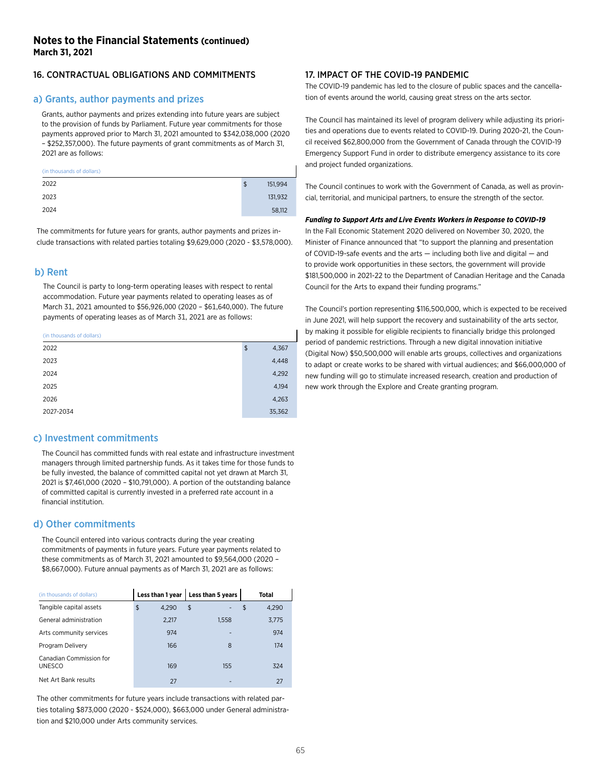## Notes to the Financial Statements (continued)
**March 31, 2021**

### 16. CONTRACTUAL OBLIGATIONS AND COMMITMENTS

#### a) Grants, author payments and prizes

Grants, author payments and prizes extending into future years are subject to the provision of funds by Parliament. Future year commitments for those payments approved prior to March 31, 2021 amounted to $342,038,000 (2020 – $252,357,000). The future payments of grant commitments as of March 31, 2021 are as follows:

| (in thousands of dollars) | |
|---|---|
| 2022 | $ 151,994 |
| 2023 | 131,932 |
| 2024 | 58,112 |

The commitments for future years for grants, author payments and prizes include transactions with related parties totaling $9,629,000 (2020 - $3,578,000).

#### b) Rent

The Council is party to long-term operating leases with respect to rental accommodation. Future year payments related to operating leases as of March 31, 2021 amounted to $56,926,000 (2020 – $61,640,000). The future payments of operating leases as of March 31, 2021 are as follows:

| (in thousands of dollars) | |
|---|---|
| 2022 | $ 4,367 |
| 2023 | 4,448 |
| 2024 | 4,292 |
| 2025 | 4,194 |
| 2026 | 4,263 |
| 2027-2034 | 35,362 |

#### c) Investment commitments

The Council has committed funds with real estate and infrastructure investment managers through limited partnership funds. As it takes time for those funds to be fully invested, the balance of committed capital not yet drawn at March 31, 2021 is $7,461,000 (2020 – $10,791,000). A portion of the outstanding balance of committed capital is currently invested in a preferred rate account in a financial institution.

#### d) Other commitments

The Council entered into various contracts during the year creating commitments of payments in future years. Future year payments related to these commitments as of March 31, 2021 amounted to $9,564,000 (2020 – $8,667,000). Future annual payments as of March 31, 2021 are as follows:

| (in thousands of dollars) | Less than 1 year | Less than 5 years | Total |
|---|---|---|---|
| Tangible capital assets | $ 4,290 | $ - | $ 4,290 |
| General administration | 2,217 | 1,558 | 3,775 |
| Arts community services | 974 | - | 974 |
| Program Delivery | 166 | 8 | 174 |
| Canadian Commission for UNESCO | 169 | 155 | 324 |
| Net Art Bank results | 27 | - | 27 |

The other commitments for future years include transactions with related parties totaling $873,000 (2020 - $524,000), $663,000 under General administration and $210,000 under Arts community services.

### 17. IMPACT OF THE COVID-19 PANDEMIC

The COVID-19 pandemic has led to the closure of public spaces and the cancellation of events around the world, causing great stress on the arts sector.

The Council has maintained its level of program delivery while adjusting its priorities and operations due to events related to COVID-19. During 2020-21, the Council received $62,800,000 from the Government of Canada through the COVID-19 Emergency Support Fund in order to distribute emergency assistance to its core and project funded organizations.

The Council continues to work with the Government of Canada, as well as provincial, territorial, and municipal partners, to ensure the strength of the sector.

***Funding to Support Arts and Live Events Workers in Response to COVID-19***

In the Fall Economic Statement 2020 delivered on November 30, 2020, the Minister of Finance announced that "to support the planning and presentation of COVID-19-safe events and the arts — including both live and digital — and to provide work opportunities in these sectors, the government will provide $181,500,000 in 2021-22 to the Department of Canadian Heritage and the Canada Council for the Arts to expand their funding programs."

The Council's portion representing $116,500,000, which is expected to be received in June 2021, will help support the recovery and sustainability of the arts sector, by making it possible for eligible recipients to financially bridge this prolonged period of pandemic restrictions. Through a new digital innovation initiative (Digital Now) $50,500,000 will enable arts groups, collectives and organizations to adapt or create works to be shared with virtual audiences; and $66,000,000 of new funding will go to stimulate increased research, creation and production of new work through the Explore and Create granting program.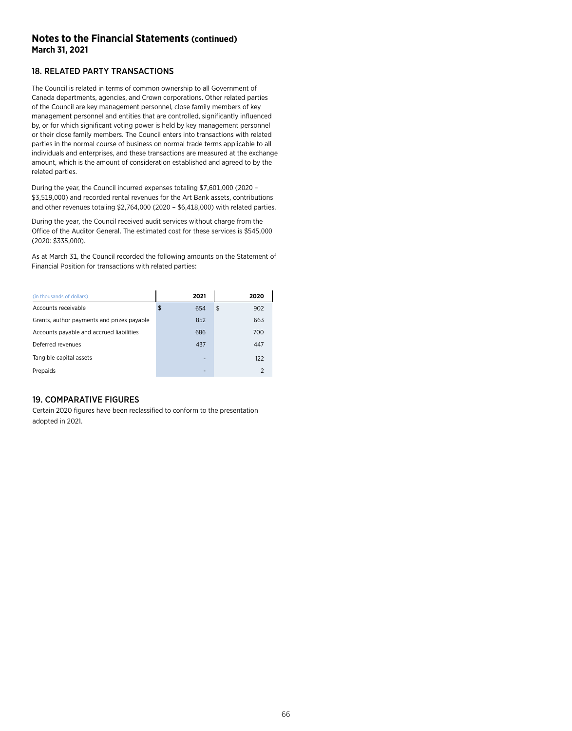# Notes to the Financial Statements (continued)
**March 31, 2021**

## 18. RELATED PARTY TRANSACTIONS

The Council is related in terms of common ownership to all Government of Canada departments, agencies, and Crown corporations. Other related parties of the Council are key management personnel, close family members of key management personnel and entities that are controlled, significantly influenced by, or for which significant voting power is held by key management personnel or their close family members. The Council enters into transactions with related parties in the normal course of business on normal trade terms applicable to all individuals and enterprises, and these transactions are measured at the exchange amount, which is the amount of consideration established and agreed to by the related parties.

During the year, the Council incurred expenses totaling $7,601,000 (2020 – $3,519,000) and recorded rental revenues for the Art Bank assets, contributions and other revenues totaling $2,764,000 (2020 – $6,418,000) with related parties.

During the year, the Council received audit services without charge from the Office of the Auditor General. The estimated cost for these services is $545,000 (2020: $335,000).

As at March 31, the Council recorded the following amounts on the Statement of Financial Position for transactions with related parties:

| (in thousands of dollars) | 2021 | 2020 |
|---|---|---|
| Accounts receivable | $ 654 | $ 902 |
| Grants, author payments and prizes payable | 852 | 663 |
| Accounts payable and accrued liabilities | 686 | 700 |
| Deferred revenues | 437 | 447 |
| Tangible capital assets | - | 122 |
| Prepaids | - | 2 |

## 19. COMPARATIVE FIGURES

Certain 2020 figures have been reclassified to conform to the presentation adopted in 2021.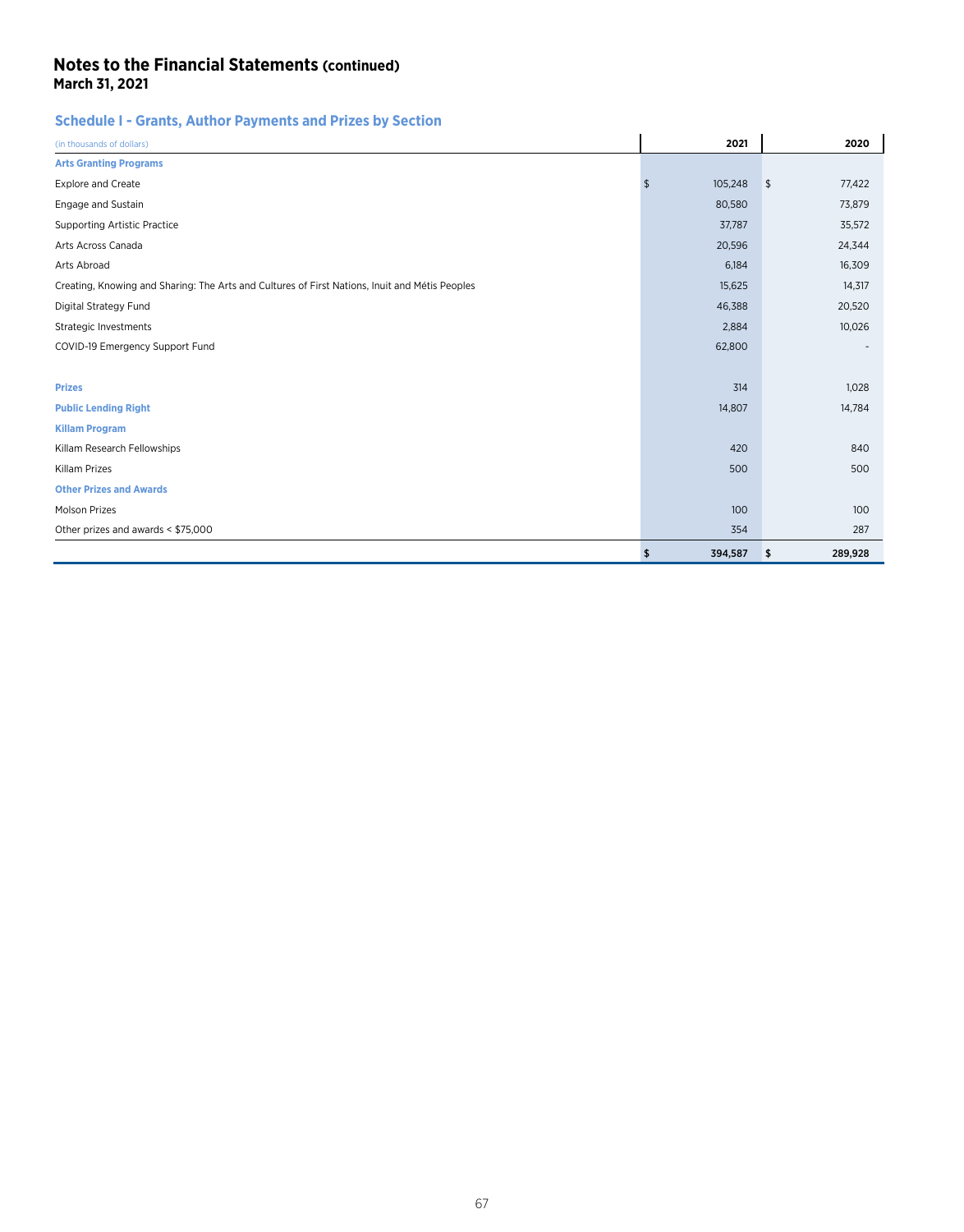# Notes to the Financial Statements (continued)
**March 31, 2021**

## Schedule I - Grants, Author Payments and Prizes by Section

| (in thousands of dollars) | 2021 | 2020 |
|---|---|---|
| **Arts Granting Programs** | | |
| Explore and Create | $ 105,248 | $ 77,422 |
| Engage and Sustain | 80,580 | 73,879 |
| Supporting Artistic Practice | 37,787 | 35,572 |
| Arts Across Canada | 20,596 | 24,344 |
| Arts Abroad | 6,184 | 16,309 |
| Creating, Knowing and Sharing: The Arts and Cultures of First Nations, Inuit and Métis Peoples | 15,625 | 14,317 |
| Digital Strategy Fund | 46,388 | 20,520 |
| Strategic Investments | 2,884 | 10,026 |
| COVID-19 Emergency Support Fund | 62,800 | - |
| **Prizes** | 314 | 1,028 |
| **Public Lending Right** | 14,807 | 14,784 |
| **Killam Program** | | |
| Killam Research Fellowships | 420 | 840 |
| Killam Prizes | 500 | 500 |
| **Other Prizes and Awards** | | |
| Molson Prizes | 100 | 100 |
| Other prizes and awards < $75,000 | 354 | 287 |
| | **$ 394,587** | **$ 289,928** |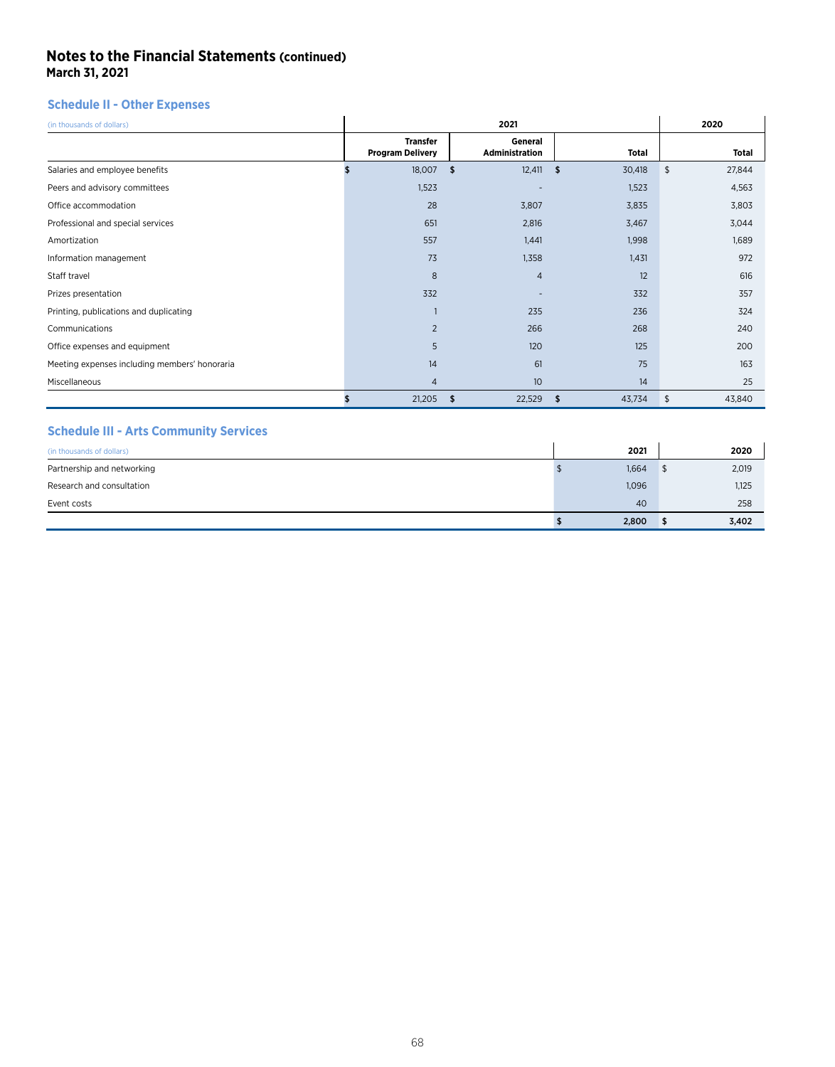## Notes to the Financial Statements (continued)
**March 31, 2021**

### Schedule II - Other Expenses

| (in thousands of dollars) | 2021 | | | 2020 |
|---|---|---|---|---|
| | Transfer Program Delivery | General Administration | Total | Total |
| Salaries and employee benefits | $ 18,007 | $ 12,411 | $ 30,418 | $ 27,844 |
| Peers and advisory committees | 1,523 | - | 1,523 | 4,563 |
| Office accommodation | 28 | 3,807 | 3,835 | 3,803 |
| Professional and special services | 651 | 2,816 | 3,467 | 3,044 |
| Amortization | 557 | 1,441 | 1,998 | 1,689 |
| Information management | 73 | 1,358 | 1,431 | 972 |
| Staff travel | 8 | 4 | 12 | 616 |
| Prizes presentation | 332 | - | 332 | 357 |
| Printing, publications and duplicating | 1 | 235 | 236 | 324 |
| Communications | 2 | 266 | 268 | 240 |
| Office expenses and equipment | 5 | 120 | 125 | 200 |
| Meeting expenses including members' honoraria | 14 | 61 | 75 | 163 |
| Miscellaneous | 4 | 10 | 14 | 25 |
| | $ 21,205 | $ 22,529 | $ 43,734 | $ 43,840 |

### Schedule III - Arts Community Services

| (in thousands of dollars) | 2021 | 2020 |
|---|---|---|
| Partnership and networking | $ 1,664 | $ 2,019 |
| Research and consultation | 1,096 | 1,125 |
| Event costs | 40 | 258 |
| | **$ 2,800** | **$ 3,402** |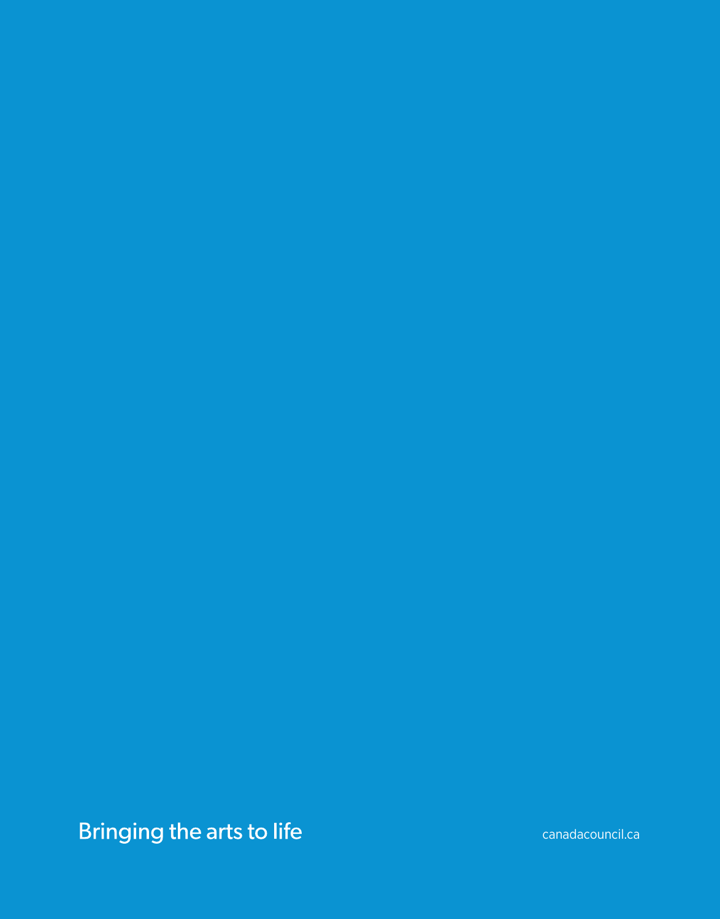Bringing the arts to life

canadacouncil.ca